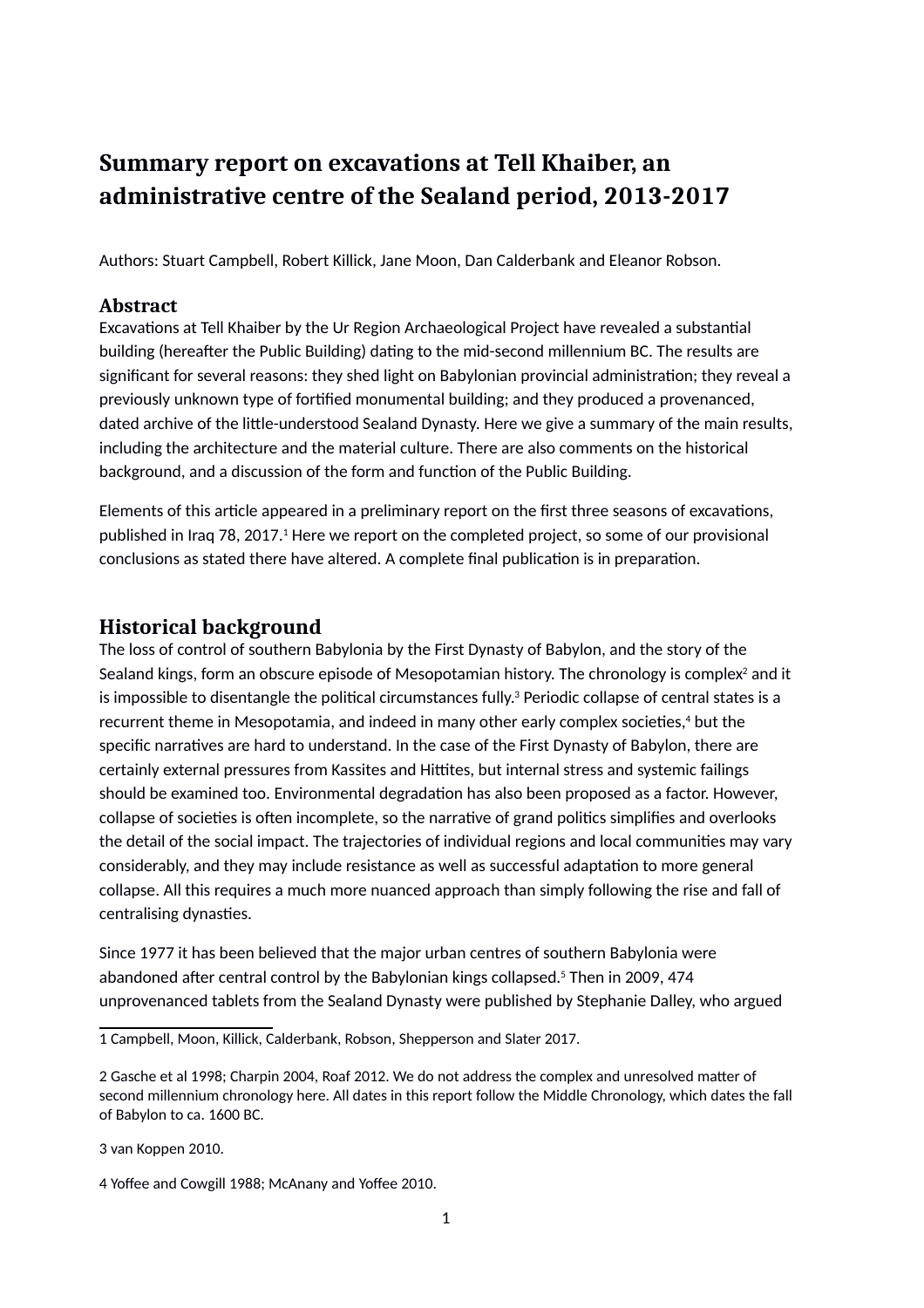# Summary report on excavations at Tell Khaiber, an administrative centre of the Sealand period, 2013-2017

Authors: Stuart Campbell, Robert Killick, Jane Moon, Dan Calderbank and Eleanor Robson.

## Abstract

Excavations at Tell Khaiber by the Ur Region Archaeological Project have revealed a substantial building (hereafter the Public Building) dating to the mid-second millennium BC. The results are significant for several reasons: they shed light on Babylonian provincial administration; they reveal a previously unknown type of fortified monumental building; and they produced a provenanced, dated archive of the little-understood Sealand Dynasty. Here we give a summary of the main results, including the architecture and the material culture. There are also comments on the historical background, and a discussion of the form and function of the Public Building.

Elements of this article appeared in a preliminary report on the first three seasons of excavations, published in Iraq 78, 2017.[1] Here we report on the completed project, so some of our provisional conclusions as stated there have altered. A complete final publication is in preparation.

## Historical background

The loss of control of southern Babylonia by the First Dynasty of Babylon, and the story of the Sealand kings, form an obscure episode of Mesopotamian history. The chronology is complex[2] and it is impossible to disentangle the political circumstances fully.[3] Periodic collapse of central states is a recurrent theme in Mesopotamia, and indeed in many other early complex societies,[4] but the specific narratives are hard to understand. In the case of the First Dynasty of Babylon, there are certainly external pressures from Kassites and Hittites, but internal stress and systemic failings should be examined too. Environmental degradation has also been proposed as a factor. However, collapse of societies is often incomplete, so the narrative of grand politics simplifies and overlooks the detail of the social impact. The trajectories of individual regions and local communities may vary considerably, and they may include resistance as well as successful adaptation to more general collapse. All this requires a much more nuanced approach than simply following the rise and fall of centralising dynasties.

Since 1977 it has been believed that the major urban centres of southern Babylonia were abandoned after central control by the Babylonian kings collapsed.[5] Then in 2009, 474 unprovenanced tablets from the Sealand Dynasty were published by Stephanie Dalley, who argued

---

1 Campbell, Moon, Killick, Calderbank, Robson, Shepperson and Slater 2017.

2 Gasche et al 1998; Charpin 2004, Roaf 2012. We do not address the complex and unresolved matter of second millennium chronology here. All dates in this report follow the Middle Chronology, which dates the fall of Babylon to ca. 1600 BC.

3 van Koppen 2010.

4 Yoffee and Cowgill 1988; McAnany and Yoffee 2010.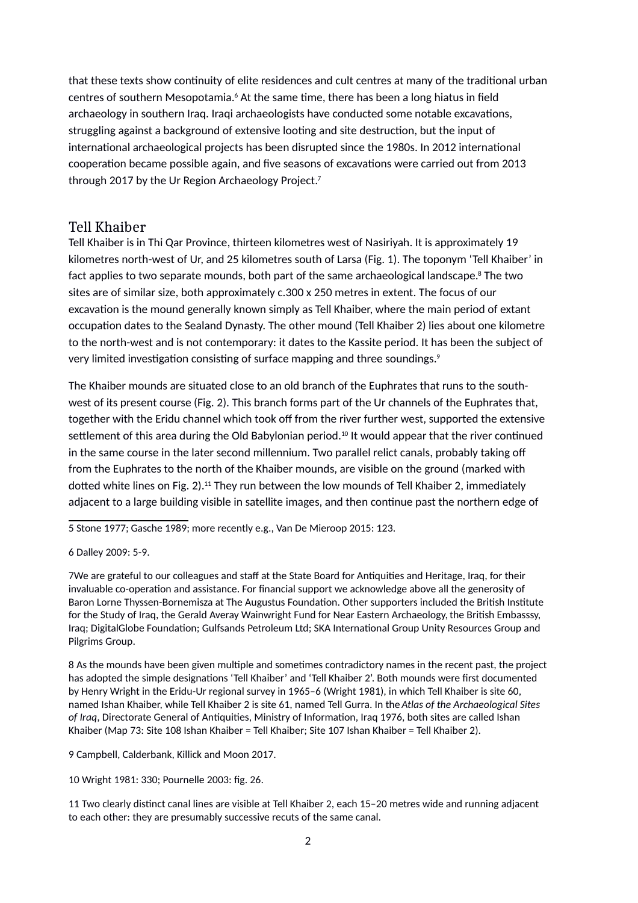that these texts show continuity of elite residences and cult centres at many of the traditional urban centres of southern Mesopotamia.[6] At the same time, there has been a long hiatus in field archaeology in southern Iraq. Iraqi archaeologists have conducted some notable excavations, struggling against a background of extensive looting and site destruction, but the input of international archaeological projects has been disrupted since the 1980s. In 2012 international cooperation became possible again, and five seasons of excavations were carried out from 2013 through 2017 by the Ur Region Archaeology Project.[7]

## Tell Khaiber

Tell Khaiber is in Thi Qar Province, thirteen kilometres west of Nasiriyah. It is approximately 19 kilometres north-west of Ur, and 25 kilometres south of Larsa (Fig. 1). The toponym 'Tell Khaiber' in fact applies to two separate mounds, both part of the same archaeological landscape.[8] The two sites are of similar size, both approximately c.300 x 250 metres in extent. The focus of our excavation is the mound generally known simply as Tell Khaiber, where the main period of extant occupation dates to the Sealand Dynasty. The other mound (Tell Khaiber 2) lies about one kilometre to the north-west and is not contemporary: it dates to the Kassite period. It has been the subject of very limited investigation consisting of surface mapping and three soundings.[9]

The Khaiber mounds are situated close to an old branch of the Euphrates that runs to the south-west of its present course (Fig. 2). This branch forms part of the Ur channels of the Euphrates that, together with the Eridu channel which took off from the river further west, supported the extensive settlement of this area during the Old Babylonian period.[10] It would appear that the river continued in the same course in the later second millennium. Two parallel relict canals, probably taking off from the Euphrates to the north of the Khaiber mounds, are visible on the ground (marked with dotted white lines on Fig. 2).[11] They run between the low mounds of Tell Khaiber 2, immediately adjacent to a large building visible in satellite images, and then continue past the northern edge of

---

5 Stone 1977; Gasche 1989; more recently e.g., Van De Mieroop 2015: 123.

6 Dalley 2009: 5-9.

7We are grateful to our colleagues and staff at the State Board for Antiquities and Heritage, Iraq, for their invaluable co-operation and assistance. For financial support we acknowledge above all the generosity of Baron Lorne Thyssen-Bornemisza at The Augustus Foundation. Other supporters included the British Institute for the Study of Iraq, the Gerald Averay Wainwright Fund for Near Eastern Archaeology, the British Embasssy, Iraq; DigitalGlobe Foundation; Gulfsands Petroleum Ltd; SKA International Group Unity Resources Group and Pilgrims Group.

8 As the mounds have been given multiple and sometimes contradictory names in the recent past, the project has adopted the simple designations 'Tell Khaiber' and 'Tell Khaiber 2'. Both mounds were first documented by Henry Wright in the Eridu-Ur regional survey in 1965–6 (Wright 1981), in which Tell Khaiber is site 60, named Ishan Khaiber, while Tell Khaiber 2 is site 61, named Tell Gurra. In the *Atlas of the Archaeological Sites of Iraq*, Directorate General of Antiquities, Ministry of Information, Iraq 1976, both sites are called Ishan Khaiber (Map 73: Site 108 Ishan Khaiber = Tell Khaiber; Site 107 Ishan Khaiber = Tell Khaiber 2).

9 Campbell, Calderbank, Killick and Moon 2017.

10 Wright 1981: 330; Pournelle 2003: fig. 26.

11 Two clearly distinct canal lines are visible at Tell Khaiber 2, each 15–20 metres wide and running adjacent to each other: they are presumably successive recuts of the same canal.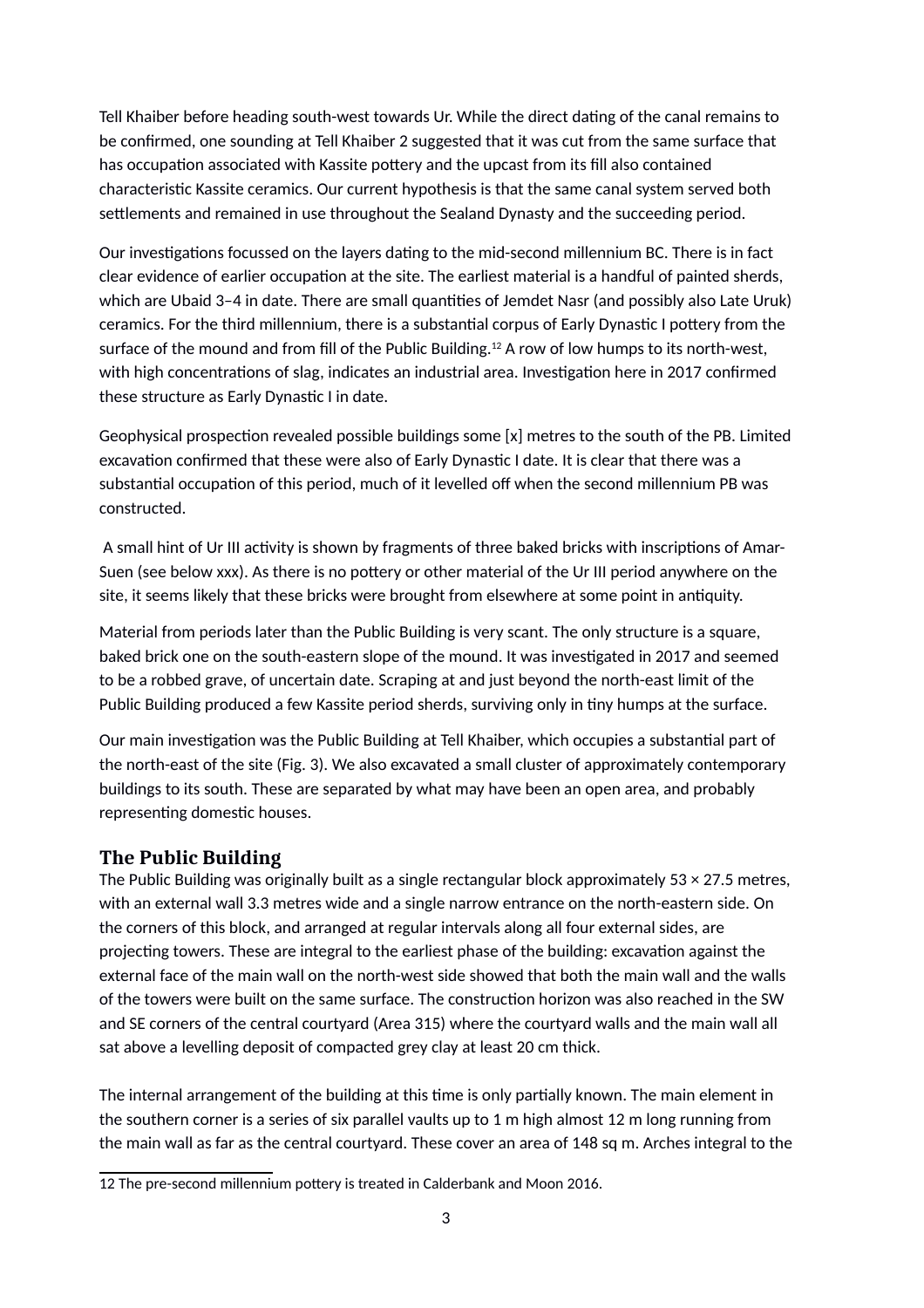Tell Khaiber before heading south-west towards Ur. While the direct dating of the canal remains to be confirmed, one sounding at Tell Khaiber 2 suggested that it was cut from the same surface that has occupation associated with Kassite pottery and the upcast from its fill also contained characteristic Kassite ceramics. Our current hypothesis is that the same canal system served both settlements and remained in use throughout the Sealand Dynasty and the succeeding period.

Our investigations focussed on the layers dating to the mid-second millennium BC. There is in fact clear evidence of earlier occupation at the site. The earliest material is a handful of painted sherds, which are Ubaid 3–4 in date. There are small quantities of Jemdet Nasr (and possibly also Late Uruk) ceramics. For the third millennium, there is a substantial corpus of Early Dynastic I pottery from the surface of the mound and from fill of the Public Building.[12] A row of low humps to its north-west, with high concentrations of slag, indicates an industrial area. Investigation here in 2017 confirmed these structure as Early Dynastic I in date.

Geophysical prospection revealed possible buildings some [x] metres to the south of the PB. Limited excavation confirmed that these were also of Early Dynastic I date. It is clear that there was a substantial occupation of this period, much of it levelled off when the second millennium PB was constructed.

A small hint of Ur III activity is shown by fragments of three baked bricks with inscriptions of Amar-Suen (see below xxx). As there is no pottery or other material of the Ur III period anywhere on the site, it seems likely that these bricks were brought from elsewhere at some point in antiquity.

Material from periods later than the Public Building is very scant. The only structure is a square, baked brick one on the south-eastern slope of the mound. It was investigated in 2017 and seemed to be a robbed grave, of uncertain date. Scraping at and just beyond the north-east limit of the Public Building produced a few Kassite period sherds, surviving only in tiny humps at the surface.

Our main investigation was the Public Building at Tell Khaiber, which occupies a substantial part of the north-east of the site (Fig. 3). We also excavated a small cluster of approximately contemporary buildings to its south. These are separated by what may have been an open area, and probably representing domestic houses.

## The Public Building

The Public Building was originally built as a single rectangular block approximately 53 × 27.5 metres, with an external wall 3.3 metres wide and a single narrow entrance on the north-eastern side. On the corners of this block, and arranged at regular intervals along all four external sides, are projecting towers. These are integral to the earliest phase of the building: excavation against the external face of the main wall on the north-west side showed that both the main wall and the walls of the towers were built on the same surface. The construction horizon was also reached in the SW and SE corners of the central courtyard (Area 315) where the courtyard walls and the main wall all sat above a levelling deposit of compacted grey clay at least 20 cm thick.

The internal arrangement of the building at this time is only partially known. The main element in the southern corner is a series of six parallel vaults up to 1 m high almost 12 m long running from the main wall as far as the central courtyard. These cover an area of 148 sq m. Arches integral to the

---

12 The pre-second millennium pottery is treated in Calderbank and Moon 2016.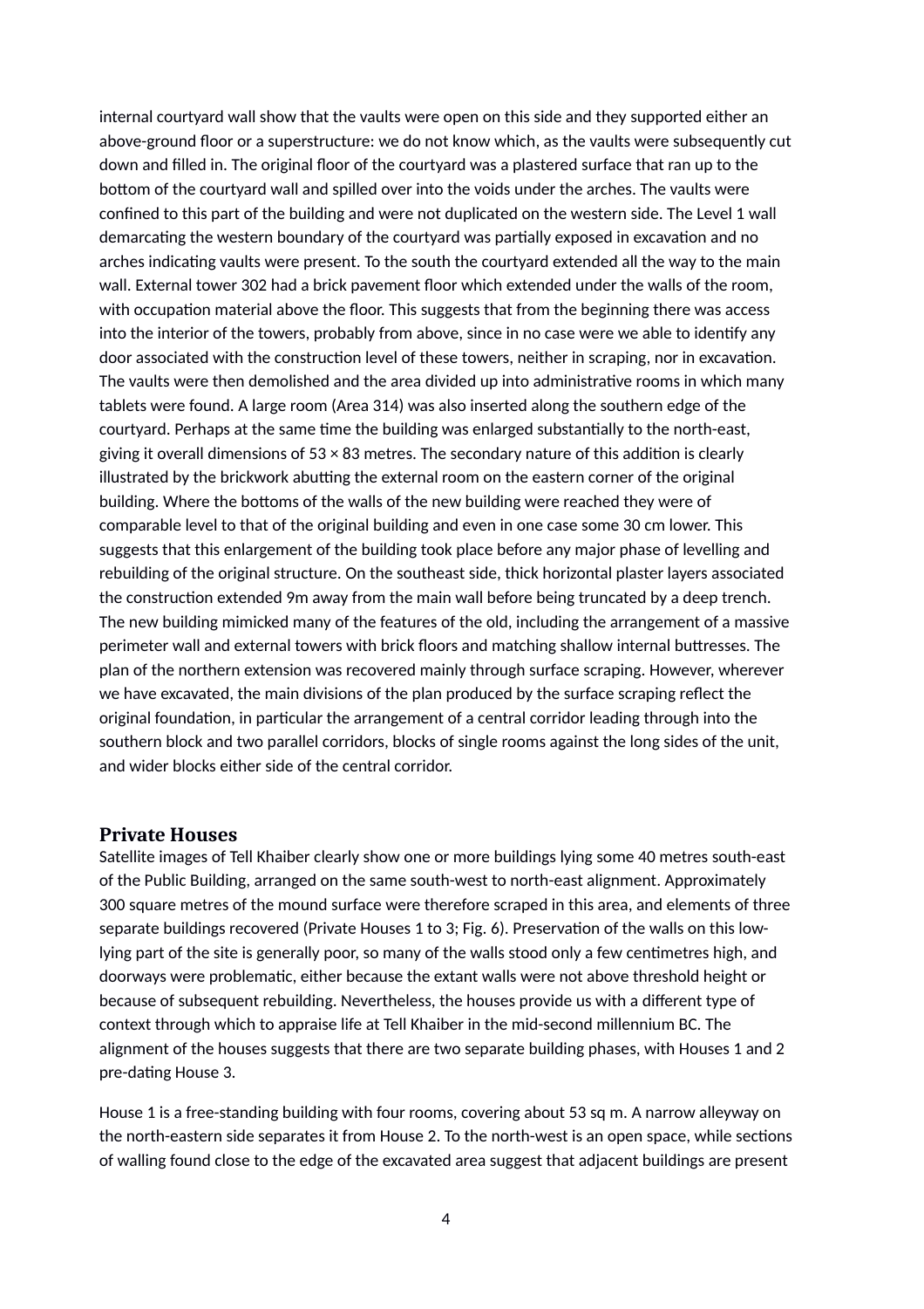internal courtyard wall show that the vaults were open on this side and they supported either an above-ground floor or a superstructure: we do not know which, as the vaults were subsequently cut down and filled in. The original floor of the courtyard was a plastered surface that ran up to the bottom of the courtyard wall and spilled over into the voids under the arches. The vaults were confined to this part of the building and were not duplicated on the western side. The Level 1 wall demarcating the western boundary of the courtyard was partially exposed in excavation and no arches indicating vaults were present. To the south the courtyard extended all the way to the main wall. External tower 302 had a brick pavement floor which extended under the walls of the room, with occupation material above the floor. This suggests that from the beginning there was access into the interior of the towers, probably from above, since in no case were we able to identify any door associated with the construction level of these towers, neither in scraping, nor in excavation. The vaults were then demolished and the area divided up into administrative rooms in which many tablets were found. A large room (Area 314) was also inserted along the southern edge of the courtyard. Perhaps at the same time the building was enlarged substantially to the north-east, giving it overall dimensions of 53 × 83 metres. The secondary nature of this addition is clearly illustrated by the brickwork abutting the external room on the eastern corner of the original building. Where the bottoms of the walls of the new building were reached they were of comparable level to that of the original building and even in one case some 30 cm lower. This suggests that this enlargement of the building took place before any major phase of levelling and rebuilding of the original structure. On the southeast side, thick horizontal plaster layers associated the construction extended 9m away from the main wall before being truncated by a deep trench. The new building mimicked many of the features of the old, including the arrangement of a massive perimeter wall and external towers with brick floors and matching shallow internal buttresses. The plan of the northern extension was recovered mainly through surface scraping. However, wherever we have excavated, the main divisions of the plan produced by the surface scraping reflect the original foundation, in particular the arrangement of a central corridor leading through into the southern block and two parallel corridors, blocks of single rooms against the long sides of the unit, and wider blocks either side of the central corridor.

## Private Houses

Satellite images of Tell Khaiber clearly show one or more buildings lying some 40 metres south-east of the Public Building, arranged on the same south-west to north-east alignment. Approximately 300 square metres of the mound surface were therefore scraped in this area, and elements of three separate buildings recovered (Private Houses 1 to 3; Fig. 6). Preservation of the walls on this low-lying part of the site is generally poor, so many of the walls stood only a few centimetres high, and doorways were problematic, either because the extant walls were not above threshold height or because of subsequent rebuilding. Nevertheless, the houses provide us with a different type of context through which to appraise life at Tell Khaiber in the mid-second millennium BC. The alignment of the houses suggests that there are two separate building phases, with Houses 1 and 2 pre-dating House 3.

House 1 is a free-standing building with four rooms, covering about 53 sq m. A narrow alleyway on the north-eastern side separates it from House 2. To the north-west is an open space, while sections of walling found close to the edge of the excavated area suggest that adjacent buildings are present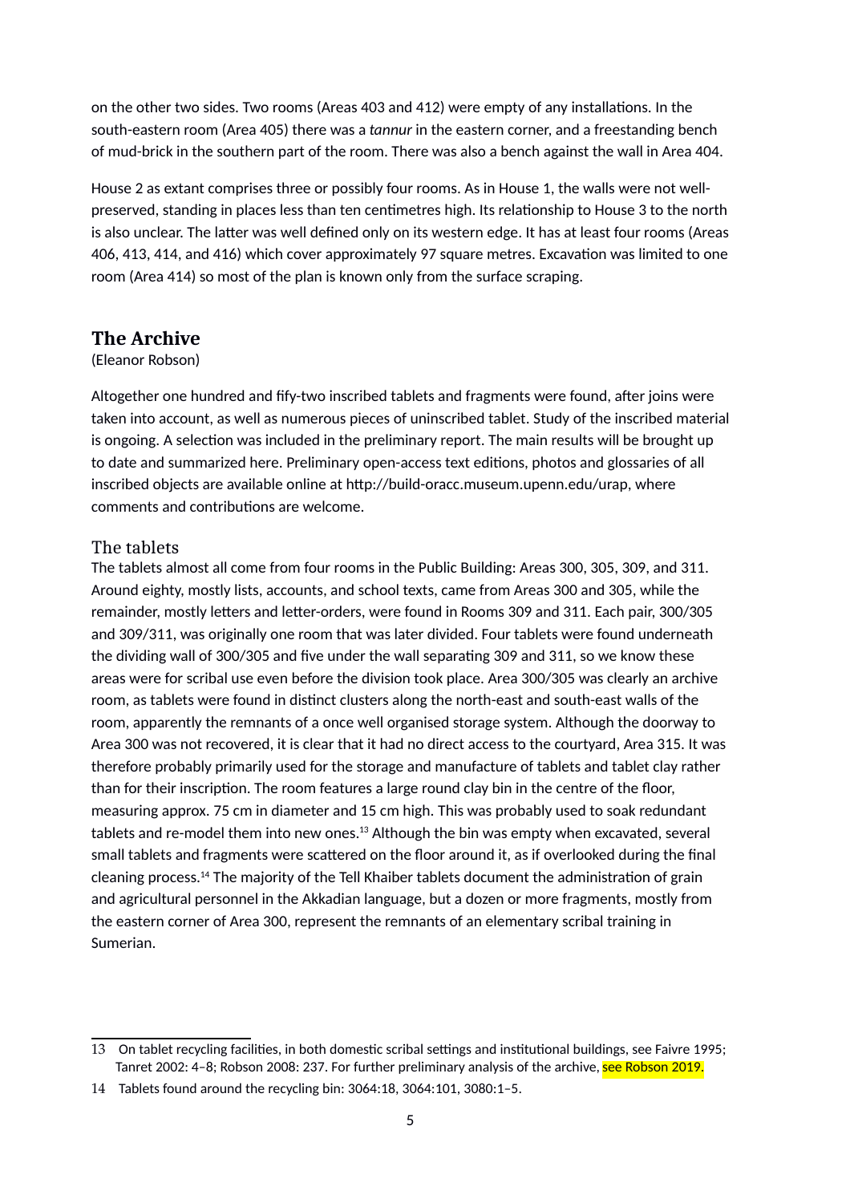on the other two sides. Two rooms (Areas 403 and 412) were empty of any installations. In the south-eastern room (Area 405) there was a *tannur* in the eastern corner, and a freestanding bench of mud-brick in the southern part of the room. There was also a bench against the wall in Area 404.

House 2 as extant comprises three or possibly four rooms. As in House 1, the walls were not well-preserved, standing in places less than ten centimetres high. Its relationship to House 3 to the north is also unclear. The latter was well defined only on its western edge. It has at least four rooms (Areas 406, 413, 414, and 416) which cover approximately 97 square metres. Excavation was limited to one room (Area 414) so most of the plan is known only from the surface scraping.

## The Archive

(Eleanor Robson)

Altogether one hundred and fify-two inscribed tablets and fragments were found, after joins were taken into account, as well as numerous pieces of uninscribed tablet. Study of the inscribed material is ongoing. A selection was included in the preliminary report. The main results will be brought up to date and summarized here. Preliminary open-access text editions, photos and glossaries of all inscribed objects are available online at http://build-oracc.museum.upenn.edu/urap, where comments and contributions are welcome.

### The tablets

The tablets almost all come from four rooms in the Public Building: Areas 300, 305, 309, and 311. Around eighty, mostly lists, accounts, and school texts, came from Areas 300 and 305, while the remainder, mostly letters and letter-orders, were found in Rooms 309 and 311. Each pair, 300/305 and 309/311, was originally one room that was later divided. Four tablets were found underneath the dividing wall of 300/305 and five under the wall separating 309 and 311, so we know these areas were for scribal use even before the division took place. Area 300/305 was clearly an archive room, as tablets were found in distinct clusters along the north-east and south-east walls of the room, apparently the remnants of a once well organised storage system. Although the doorway to Area 300 was not recovered, it is clear that it had no direct access to the courtyard, Area 315. It was therefore probably primarily used for the storage and manufacture of tablets and tablet clay rather than for their inscription. The room features a large round clay bin in the centre of the floor, measuring approx. 75 cm in diameter and 15 cm high. This was probably used to soak redundant tablets and re-model them into new ones.[13] Although the bin was empty when excavated, several small tablets and fragments were scattered on the floor around it, as if overlooked during the final cleaning process.[14] The majority of the Tell Khaiber tablets document the administration of grain and agricultural personnel in the Akkadian language, but a dozen or more fragments, mostly from the eastern corner of Area 300, represent the remnants of an elementary scribal training in Sumerian.

---

13 On tablet recycling facilities, in both domestic scribal settings and institutional buildings, see Faivre 1995; Tanret 2002: 4–8; Robson 2008: 237. For further preliminary analysis of the archive, see Robson 2019.

14 Tablets found around the recycling bin: 3064:18, 3064:101, 3080:1–5.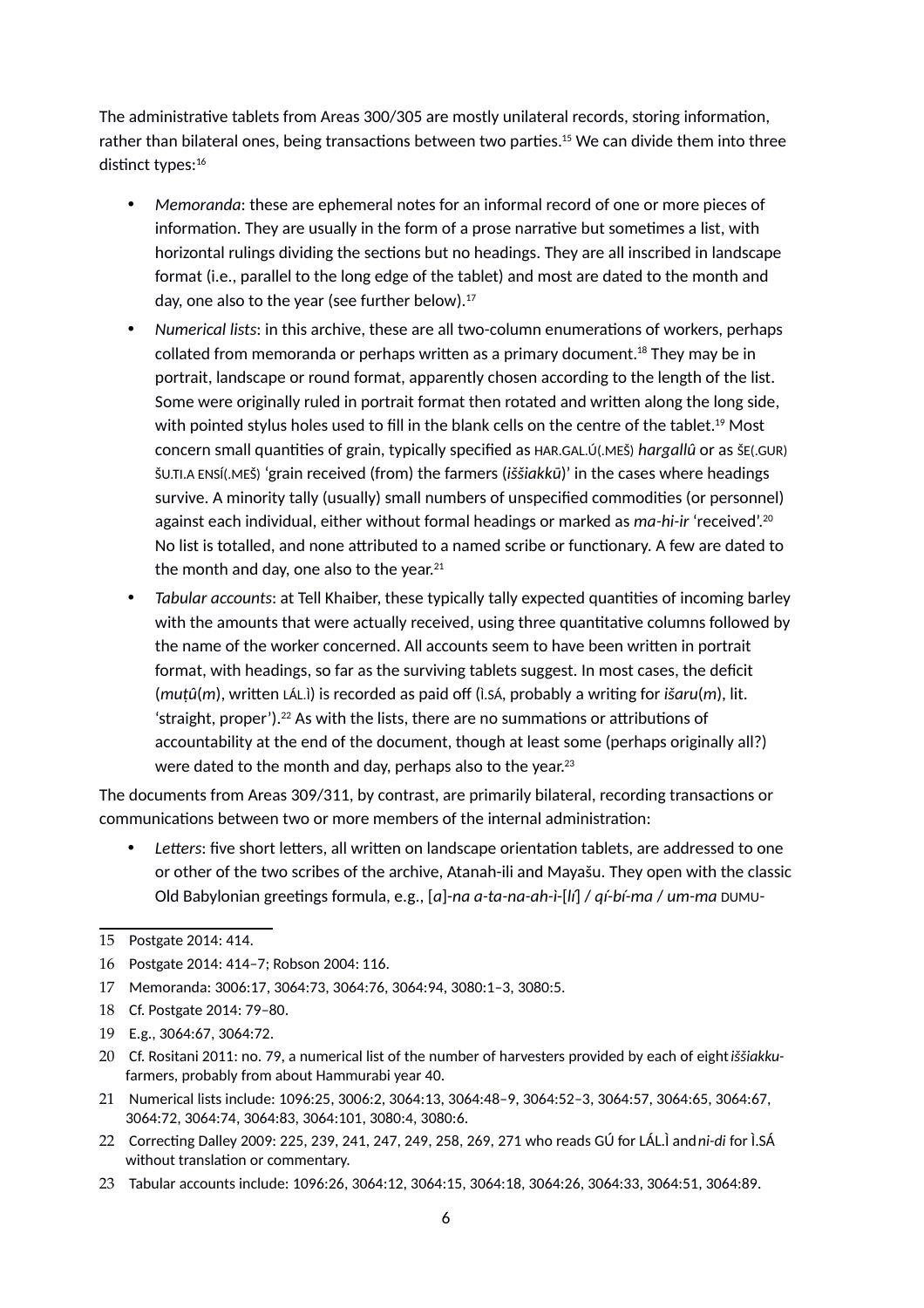The administrative tablets from Areas 300/305 are mostly unilateral records, storing information, rather than bilateral ones, being transactions between two parties.[15] We can divide them into three distinct types:[16]

- *Memoranda*: these are ephemeral notes for an informal record of one or more pieces of information. They are usually in the form of a prose narrative but sometimes a list, with horizontal rulings dividing the sections but no headings. They are all inscribed in landscape format (i.e., parallel to the long edge of the tablet) and most are dated to the month and day, one also to the year (see further below).[17]
- *Numerical lists*: in this archive, these are all two-column enumerations of workers, perhaps collated from memoranda or perhaps written as a primary document.[18] They may be in portrait, landscape or round format, apparently chosen according to the length of the list. Some were originally ruled in portrait format then rotated and written along the long side, with pointed stylus holes used to fill in the blank cells on the centre of the tablet.[19] Most concern small quantities of grain, typically specified as HAR.GAL.Ú(.MEŠ) *hargallû* or as ŠE(.GUR) ŠU.TI.A ENSÍ(.MEŠ) 'grain received (from) the farmers (*iššiakkū*)' in the cases where headings survive. A minority tally (usually) small numbers of unspecified commodities (or personnel) against each individual, either without formal headings or marked as *ma-hi-ir* 'received'.[20] No list is totalled, and none attributed to a named scribe or functionary. A few are dated to the month and day, one also to the year.[21]
- *Tabular accounts*: at Tell Khaiber, these typically tally expected quantities of incoming barley with the amounts that were actually received, using three quantitative columns followed by the name of the worker concerned. All accounts seem to have been written in portrait format, with headings, so far as the surviving tablets suggest. In most cases, the deficit (*muṭû*(*m*), written LÁL.Ì) is recorded as paid off (Ì.SÁ, probably a writing for *išaru*(*m*), lit. 'straight, proper').[22] As with the lists, there are no summations or attributions of accountability at the end of the document, though at least some (perhaps originally all?) were dated to the month and day, perhaps also to the year.[23]

The documents from Areas 309/311, by contrast, are primarily bilateral, recording transactions or communications between two or more members of the internal administration:

- *Letters*: five short letters, all written on landscape orientation tablets, are addressed to one or other of the two scribes of the archive, Atanah-ili and Mayašu. They open with the classic Old Babylonian greetings formula, e.g., [*a*]-*na a-ta-na-ah-ì*-[*lí*] / *qí-bí-ma* / *um-ma* DUMU-

---

15 Postgate 2014: 414.

16 Postgate 2014: 414–7; Robson 2004: 116.

17 Memoranda: 3006:17, 3064:73, 3064:76, 3064:94, 3080:1–3, 3080:5.

18 Cf. Postgate 2014: 79–80.

19 E.g., 3064:67, 3064:72.

20 Cf. Rositani 2011: no. 79, a numerical list of the number of harvesters provided by each of eight *iššiakku*-farmers, probably from about Hammurabi year 40.

21 Numerical lists include: 1096:25, 3006:2, 3064:13, 3064:48–9, 3064:52–3, 3064:57, 3064:65, 3064:67, 3064:72, 3064:74, 3064:83, 3064:101, 3080:4, 3080:6.

22 Correcting Dalley 2009: 225, 239, 241, 247, 249, 258, 269, 271 who reads GÚ for LÁL.Ì and *ni-di* for Ì.SÁ without translation or commentary.

23 Tabular accounts include: 1096:26, 3064:12, 3064:15, 3064:18, 3064:26, 3064:33, 3064:51, 3064:89.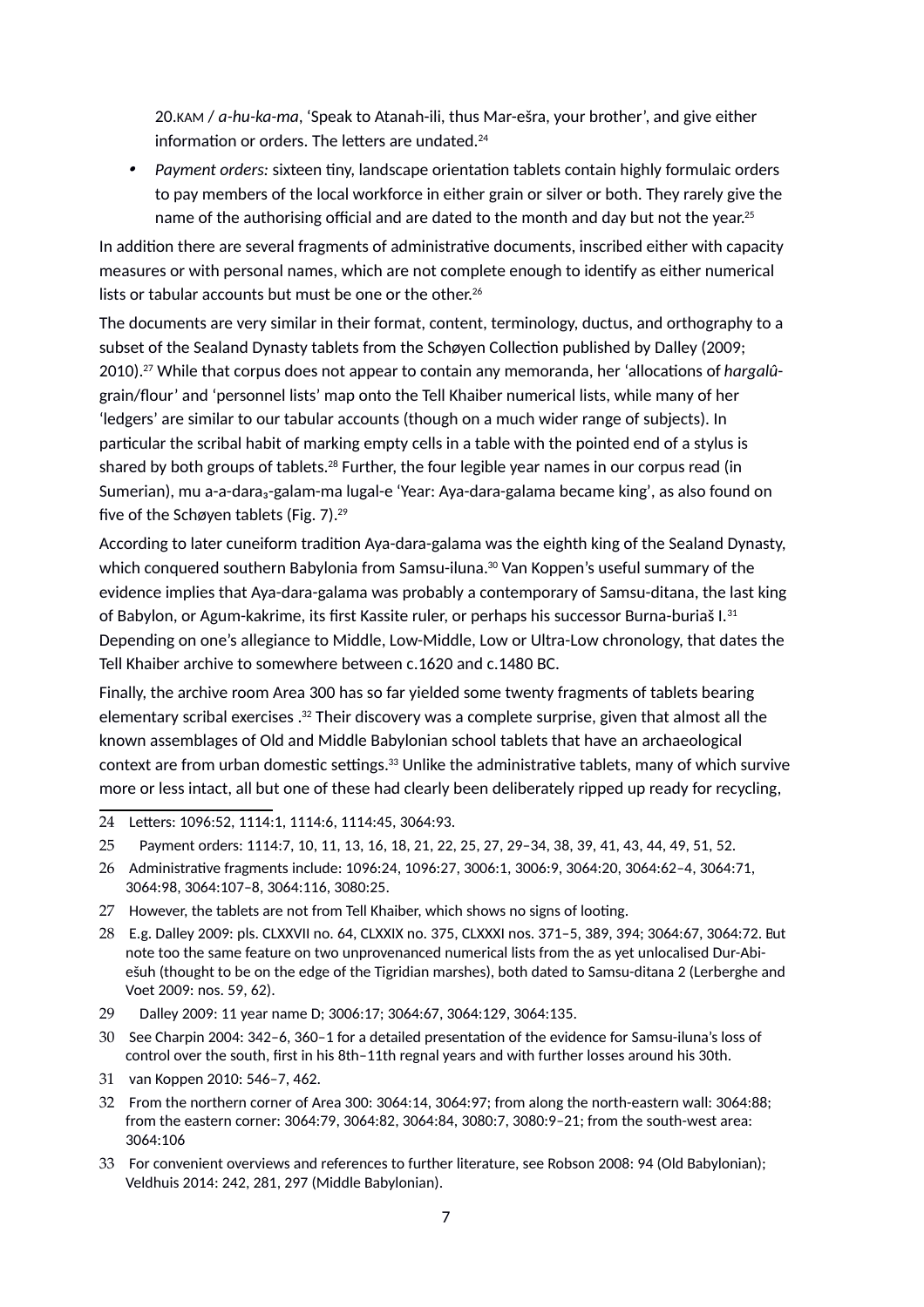20.KAM / *a-hu-ka-ma*, 'Speak to Atanah-ili, thus Mar-ešra, your brother', and give either information or orders. The letters are undated.[24]

- *Payment orders:* sixteen tiny, landscape orientation tablets contain highly formulaic orders to pay members of the local workforce in either grain or silver or both. They rarely give the name of the authorising official and are dated to the month and day but not the year.[25]

In addition there are several fragments of administrative documents, inscribed either with capacity measures or with personal names, which are not complete enough to identify as either numerical lists or tabular accounts but must be one or the other.[26]

The documents are very similar in their format, content, terminology, ductus, and orthography to a subset of the Sealand Dynasty tablets from the Schøyen Collection published by Dalley (2009; 2010).[27] While that corpus does not appear to contain any memoranda, her 'allocations of *hargalû*-grain/flour' and 'personnel lists' map onto the Tell Khaiber numerical lists, while many of her 'ledgers' are similar to our tabular accounts (though on a much wider range of subjects). In particular the scribal habit of marking empty cells in a table with the pointed end of a stylus is shared by both groups of tablets.[28] Further, the four legible year names in our corpus read (in Sumerian), mu a-a-dara₃-galam-ma lugal-e 'Year: Aya-dara-galama became king', as also found on five of the Schøyen tablets (Fig. 7).[29]

According to later cuneiform tradition Aya-dara-galama was the eighth king of the Sealand Dynasty, which conquered southern Babylonia from Samsu-iluna.[30] Van Koppen's useful summary of the evidence implies that Aya-dara-galama was probably a contemporary of Samsu-ditana, the last king of Babylon, or Agum-kakrime, its first Kassite ruler, or perhaps his successor Burna-buriaš I.[31] Depending on one's allegiance to Middle, Low-Middle, Low or Ultra-Low chronology, that dates the Tell Khaiber archive to somewhere between c.1620 and c.1480 BC.

Finally, the archive room Area 300 has so far yielded some twenty fragments of tablets bearing elementary scribal exercises .[32] Their discovery was a complete surprise, given that almost all the known assemblages of Old and Middle Babylonian school tablets that have an archaeological context are from urban domestic settings.[33] Unlike the administrative tablets, many of which survive more or less intact, all but one of these had clearly been deliberately ripped up ready for recycling,

---

24 Letters: 1096:52, 1114:1, 1114:6, 1114:45, 3064:93.

25 Payment orders: 1114:7, 10, 11, 13, 16, 18, 21, 22, 25, 27, 29–34, 38, 39, 41, 43, 44, 49, 51, 52.

26 Administrative fragments include: 1096:24, 1096:27, 3006:1, 3006:9, 3064:20, 3064:62–4, 3064:71, 3064:98, 3064:107–8, 3064:116, 3080:25.

27 However, the tablets are not from Tell Khaiber, which shows no signs of looting.

28 E.g. Dalley 2009: pls. CLXXVII no. 64, CLXXIX no. 375, CLXXXI nos. 371–5, 389, 394; 3064:67, 3064:72. But note too the same feature on two unprovenanced numerical lists from the as yet unlocalised Dur-Abi-ešuh (thought to be on the edge of the Tigridian marshes), both dated to Samsu-ditana 2 (Lerberghe and Voet 2009: nos. 59, 62).

29 Dalley 2009: 11 year name D; 3006:17; 3064:67, 3064:129, 3064:135.

30 See Charpin 2004: 342–6, 360–1 for a detailed presentation of the evidence for Samsu-iluna's loss of control over the south, first in his 8th–11th regnal years and with further losses around his 30th.

31 van Koppen 2010: 546–7, 462.

32 From the northern corner of Area 300: 3064:14, 3064:97; from along the north-eastern wall: 3064:88; from the eastern corner: 3064:79, 3064:82, 3064:84, 3080:7, 3080:9–21; from the south-west area: 3064:106

33 For convenient overviews and references to further literature, see Robson 2008: 94 (Old Babylonian); Veldhuis 2014: 242, 281, 297 (Middle Babylonian).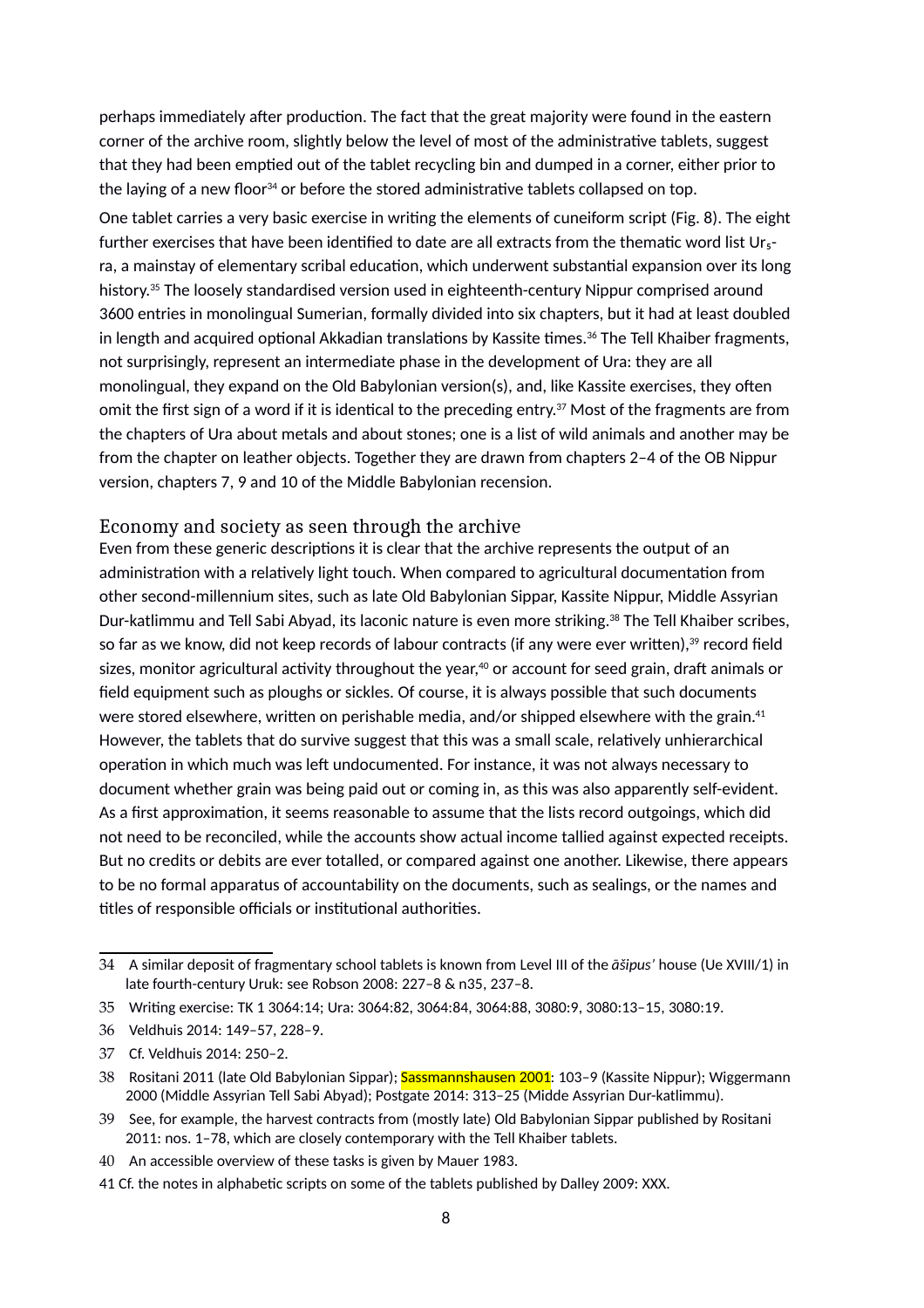perhaps immediately after production. The fact that the great majority were found in the eastern corner of the archive room, slightly below the level of most of the administrative tablets, suggest that they had been emptied out of the tablet recycling bin and dumped in a corner, either prior to the laying of a new floor[34] or before the stored administrative tablets collapsed on top.

One tablet carries a very basic exercise in writing the elements of cuneiform script (Fig. 8). The eight further exercises that have been identified to date are all extracts from the thematic word list Ur$_5$-ra, a mainstay of elementary scribal education, which underwent substantial expansion over its long history.[35] The loosely standardised version used in eighteenth-century Nippur comprised around 3600 entries in monolingual Sumerian, formally divided into six chapters, but it had at least doubled in length and acquired optional Akkadian translations by Kassite times.[36] The Tell Khaiber fragments, not surprisingly, represent an intermediate phase in the development of Ura: they are all monolingual, they expand on the Old Babylonian version(s), and, like Kassite exercises, they often omit the first sign of a word if it is identical to the preceding entry.[37] Most of the fragments are from the chapters of Ura about metals and about stones; one is a list of wild animals and another may be from the chapter on leather objects. Together they are drawn from chapters 2–4 of the OB Nippur version, chapters 7, 9 and 10 of the Middle Babylonian recension.

## Economy and society as seen through the archive

Even from these generic descriptions it is clear that the archive represents the output of an administration with a relatively light touch. When compared to agricultural documentation from other second-millennium sites, such as late Old Babylonian Sippar, Kassite Nippur, Middle Assyrian Dur-katlimmu and Tell Sabi Abyad, its laconic nature is even more striking.[38] The Tell Khaiber scribes, so far as we know, did not keep records of labour contracts (if any were ever written),[39] record field sizes, monitor agricultural activity throughout the year,[40] or account for seed grain, draft animals or field equipment such as ploughs or sickles. Of course, it is always possible that such documents were stored elsewhere, written on perishable media, and/or shipped elsewhere with the grain.[41] However, the tablets that do survive suggest that this was a small scale, relatively unhierarchical operation in which much was left undocumented. For instance, it was not always necessary to document whether grain was being paid out or coming in, as this was also apparently self-evident. As a first approximation, it seems reasonable to assume that the lists record outgoings, which did not need to be reconciled, while the accounts show actual income tallied against expected receipts. But no credits or debits are ever totalled, or compared against one another. Likewise, there appears to be no formal apparatus of accountability on the documents, such as sealings, or the names and titles of responsible officials or institutional authorities.

---

34 A similar deposit of fragmentary school tablets is known from Level III of the *āšipus'* house (Ue XVIII/1) in late fourth-century Uruk: see Robson 2008: 227–8 & n35, 237–8.

35 Writing exercise: TK 1 3064:14; Ura: 3064:82, 3064:84, 3064:88, 3080:9, 3080:13–15, 3080:19.

36 Veldhuis 2014: 149–57, 228–9.

37 Cf. Veldhuis 2014: 250–2.

38 Rositani 2011 (late Old Babylonian Sippar); Sassmannshausen 2001: 103–9 (Kassite Nippur); Wiggermann 2000 (Middle Assyrian Tell Sabi Abyad); Postgate 2014: 313–25 (Midde Assyrian Dur-katlimmu).

39 See, for example, the harvest contracts from (mostly late) Old Babylonian Sippar published by Rositani 2011: nos. 1–78, which are closely contemporary with the Tell Khaiber tablets.

40 An accessible overview of these tasks is given by Mauer 1983.

41 Cf. the notes in alphabetic scripts on some of the tablets published by Dalley 2009: XXX.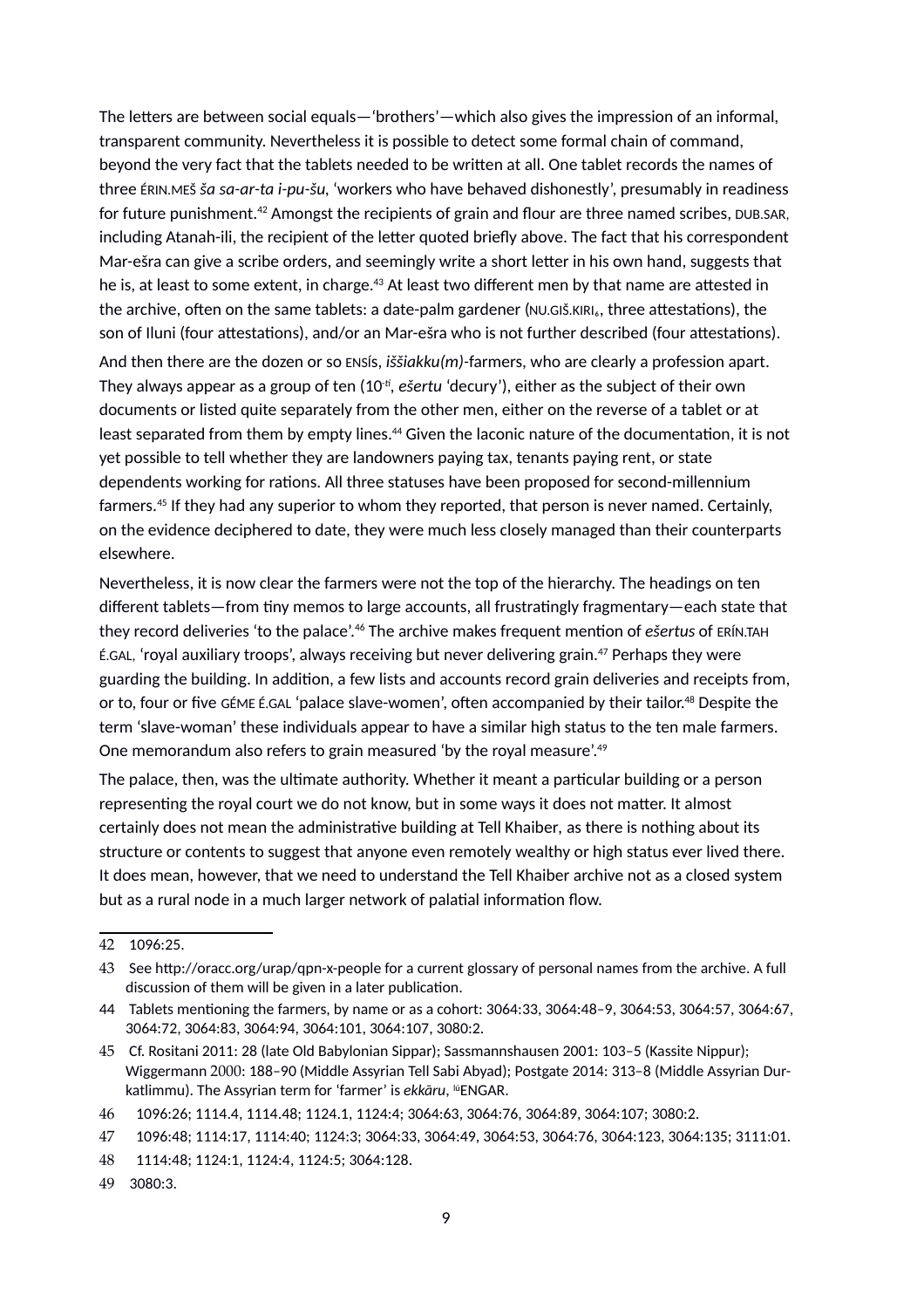The letters are between social equals—'brothers'—which also gives the impression of an informal, transparent community. Nevertheless it is possible to detect some formal chain of command, beyond the very fact that the tablets needed to be written at all. One tablet records the names of three ÉRIN.MEŠ *ša sa-ar-ta i-pu-šu*, 'workers who have behaved dishonestly', presumably in readiness for future punishment.[42] Amongst the recipients of grain and flour are three named scribes, DUB.SAR, including Atanah-ili, the recipient of the letter quoted briefly above. The fact that his correspondent Mar-ešra can give a scribe orders, and seemingly write a short letter in his own hand, suggests that he is, at least to some extent, in charge.[43] At least two different men by that name are attested in the archive, often on the same tablets: a date-palm gardener (NU.GIŠ.KIRI$_6$, three attestations), the son of Iluni (four attestations), and/or an Mar-ešra who is not further described (four attestations).

And then there are the dozen or so ENSÍs, *iššiakku(m)*-farmers, who are clearly a profession apart. They always appear as a group of ten (10-$^{ti}$, *ešertu* 'decury'), either as the subject of their own documents or listed quite separately from the other men, either on the reverse of a tablet or at least separated from them by empty lines.[44] Given the laconic nature of the documentation, it is not yet possible to tell whether they are landowners paying tax, tenants paying rent, or state dependents working for rations. All three statuses have been proposed for second-millennium farmers.[45] If they had any superior to whom they reported, that person is never named. Certainly, on the evidence deciphered to date, they were much less closely managed than their counterparts elsewhere.

Nevertheless, it is now clear the farmers were not the top of the hierarchy. The headings on ten different tablets—from tiny memos to large accounts, all frustratingly fragmentary—each state that they record deliveries 'to the palace'.[46] The archive makes frequent mention of *ešertus* of ERÍN.TAH É.GAL, 'royal auxiliary troops', always receiving but never delivering grain.[47] Perhaps they were guarding the building. In addition, a few lists and accounts record grain deliveries and receipts from, or to, four or five GÉME É.GAL 'palace slave-women', often accompanied by their tailor.[48] Despite the term 'slave-woman' these individuals appear to have a similar high status to the ten male farmers. One memorandum also refers to grain measured 'by the royal measure'.[49]

The palace, then, was the ultimate authority. Whether it meant a particular building or a person representing the royal court we do not know, but in some ways it does not matter. It almost certainly does not mean the administrative building at Tell Khaiber, as there is nothing about its structure or contents to suggest that anyone even remotely wealthy or high status ever lived there. It does mean, however, that we need to understand the Tell Khaiber archive not as a closed system but as a rural node in a much larger network of palatial information flow.

---

42 1096:25.

43 See http://oracc.org/urap/qpn-x-people for a current glossary of personal names from the archive. A full discussion of them will be given in a later publication.

44 Tablets mentioning the farmers, by name or as a cohort: 3064:33, 3064:48–9, 3064:53, 3064:57, 3064:67, 3064:72, 3064:83, 3064:94, 3064:101, 3064:107, 3080:2.

45 Cf. Rositani 2011: 28 (late Old Babylonian Sippar); Sassmannshausen 2001: 103–5 (Kassite Nippur); Wiggermann 2000: 188–90 (Middle Assyrian Tell Sabi Abyad); Postgate 2014: 313–8 (Middle Assyrian Dur-katlimmu). The Assyrian term for 'farmer' is *ekkāru*, $^{lú}$ENGAR.

46 1096:26; 1114.4, 1114.48; 1124.1, 1124:4; 3064:63, 3064:76, 3064:89, 3064:107; 3080:2.

47 1096:48; 1114:17, 1114:40; 1124:3; 3064:33, 3064:49, 3064:53, 3064:76, 3064:123, 3064:135; 3111:01.

48 1114:48; 1124:1, 1124:4, 1124:5; 3064:128.

49 3080:3.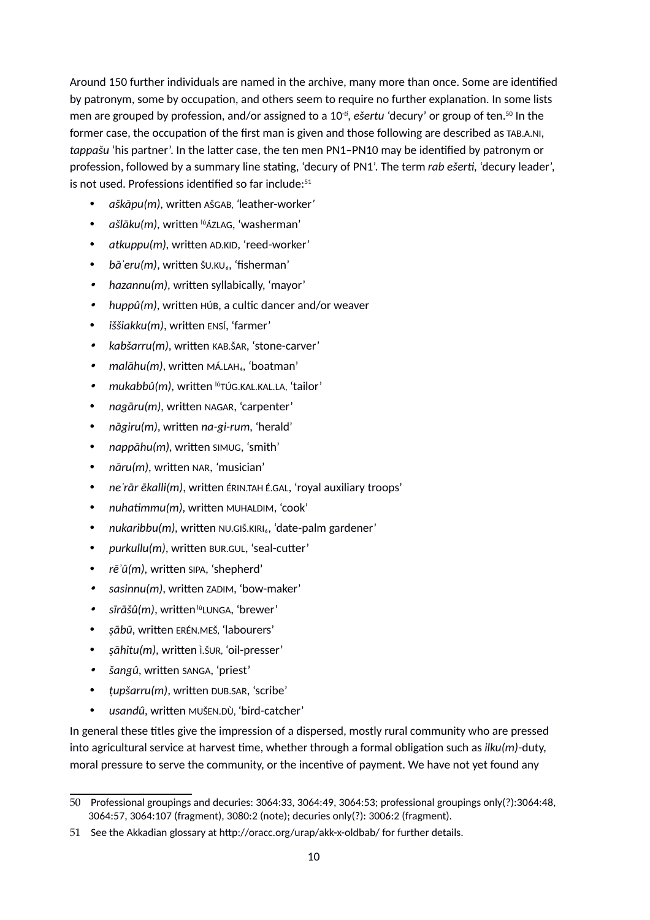Around 150 further individuals are named in the archive, many more than once. Some are identified by patronym, some by occupation, and others seem to require no further explanation. In some lists men are grouped by profession, and/or assigned to a 10-*ti*, *ešertu* 'decury' or group of ten.[50] In the former case, the occupation of the first man is given and those following are described as TAB.A.NI, *tappašu* 'his partner'. In the latter case, the ten men PN1–PN10 may be identified by patronym or profession, followed by a summary line stating, 'decury of PN1'. The term *rab ešerti*, 'decury leader', is not used. Professions identified so far include:[51]

- *aškāpu(m)*, written AŠGAB, 'leather-worker'
- *ašlāku(m)*, written [lú]ÁZLAG, 'washerman'
- *atkuppu(m)*, written AD.KID, 'reed-worker'
- *bāʾeru(m)*, written ŠU.KU₆, 'fisherman'
- *hazannu(m)*, written syllabically, 'mayor'
- *huppû(m)*, written HÚB, a cultic dancer and/or weaver
- *iššiakku(m)*, written ENSÍ, 'farmer'
- *kabšarru(m)*, written KAB.ŠAR, 'stone-carver'
- *malāhu(m)*, written MÁ.LAH₄, 'boatman'
- *mukabbû(m)*, written [lú]TÚG.KAL.KAL.LA, 'tailor'
- *nagāru(m)*, written NAGAR, 'carpenter'
- *nāgiru(m)*, written *na-gi-rum*, 'herald'
- *nappāhu(m)*, written SIMUG, 'smith'
- *nāru(m)*, written NAR, 'musician'
- *neʾrār ēkalli(m)*, written ÉRIN.TAH É.GAL, 'royal auxiliary troops'
- *nuhatimmu(m)*, written MUHALDIM, 'cook'
- *nukaribbu(m)*, written NU.GIŠ.KIRI₆, 'date-palm gardener'
- *purkullu(m)*, written BUR.GUL, 'seal-cutter'
- *rēʾû(m)*, written SIPA, 'shepherd'
- *sasinnu(m)*, written ZADIM, 'bow-maker'
- *sīrāšû(m)*, written [lú]LUNGA, 'brewer'
- *ṣābū*, written ERÉN.MEŠ, 'labourers'
- *ṣāhitu(m)*, written Ì.ŠUR, 'oil-presser'
- *šangû*, written SANGA, 'priest'
- *ṭupšarru(m)*, written DUB.SAR, 'scribe'
- *usandû*, written MUŠEN.DÙ, 'bird-catcher'

In general these titles give the impression of a dispersed, mostly rural community who are pressed into agricultural service at harvest time, whether through a formal obligation such as *ilku(m)*-duty, moral pressure to serve the community, or the incentive of payment. We have not yet found any

---

50 Professional groupings and decuries: 3064:33, 3064:49, 3064:53; professional groupings only(?):3064:48, 3064:57, 3064:107 (fragment), 3080:2 (note); decuries only(?): 3006:2 (fragment).

51 See the Akkadian glossary at http://oracc.org/urap/akk-x-oldbab/ for further details.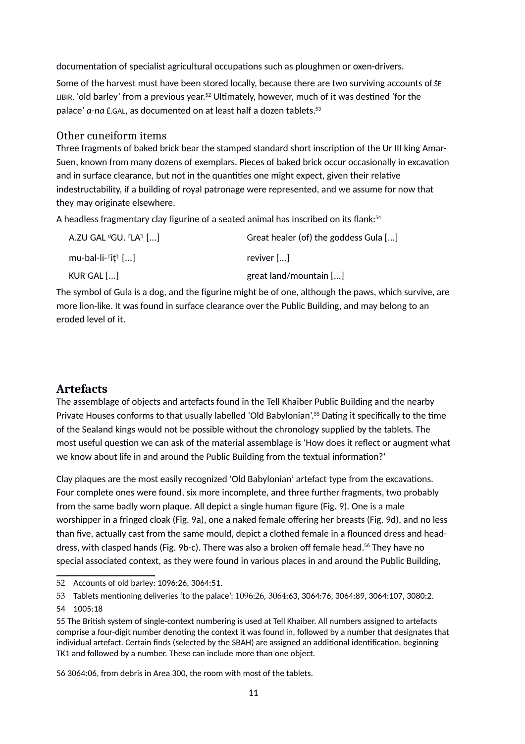documentation of specialist agricultural occupations such as ploughmen or oxen-drivers.

Some of the harvest must have been stored locally, because there are two surviving accounts of ŠE LIBIR, 'old barley' from a previous year.[52] Ultimately, however, much of it was destined 'for the palace' *a-na* É.GAL, as documented on at least half a dozen tablets.[53]

### Other cuneiform items

Three fragments of baked brick bear the stamped standard short inscription of the Ur III king Amar-Suen, known from many dozens of exemplars. Pieces of baked brick occur occasionally in excavation and in surface clearance, but not in the quantities one might expect, given their relative indestructability, if a building of royal patronage were represented, and we assume for now that they may originate elsewhere.

A headless fragmentary clay figurine of a seated animal has inscribed on its flank:[54]

| | |
|---|---|
| A.ZU GAL ᵈGU.⸢LA⸣ [...] | Great healer (of) the goddess Gula [...] |
| mu-bal-li-⸢iṭ⸣ [...] | reviver [...] |
| KUR GAL [...] | great land/mountain [...] |

The symbol of Gula is a dog, and the figurine might be of one, although the paws, which survive, are more lion-like. It was found in surface clearance over the Public Building, and may belong to an eroded level of it.

## Artefacts

The assemblage of objects and artefacts found in the Tell Khaiber Public Building and the nearby Private Houses conforms to that usually labelled 'Old Babylonian'.[55] Dating it specifically to the time of the Sealand kings would not be possible without the chronology supplied by the tablets. The most useful question we can ask of the material assemblage is 'How does it reflect or augment what we know about life in and around the Public Building from the textual information?'

Clay plaques are the most easily recognized 'Old Babylonian' artefact type from the excavations. Four complete ones were found, six more incomplete, and three further fragments, two probably from the same badly worn plaque. All depict a single human figure (Fig. 9). One is a male worshipper in a fringed cloak (Fig. 9a), one a naked female offering her breasts (Fig. 9d), and no less than five, actually cast from the same mould, depict a clothed female in a flounced dress and head-dress, with clasped hands (Fig. 9b-c). There was also a broken off female head.[56] They have no special associated context, as they were found in various places in and around the Public Building,

---

52 Accounts of old barley: 1096:26, 3064:51.

53 Tablets mentioning deliveries 'to the palace': 1096:26, 3064:63, 3064:76, 3064:89, 3064:107, 3080:2.

54 1005:18

55 The British system of single-context numbering is used at Tell Khaiber. All numbers assigned to artefacts comprise a four-digit number denoting the context it was found in, followed by a number that designates that individual artefact. Certain finds (selected by the SBAH) are assigned an additional identification, beginning TK1 and followed by a number. These can include more than one object.

56 3064:06, from debris in Area 300, the room with most of the tablets.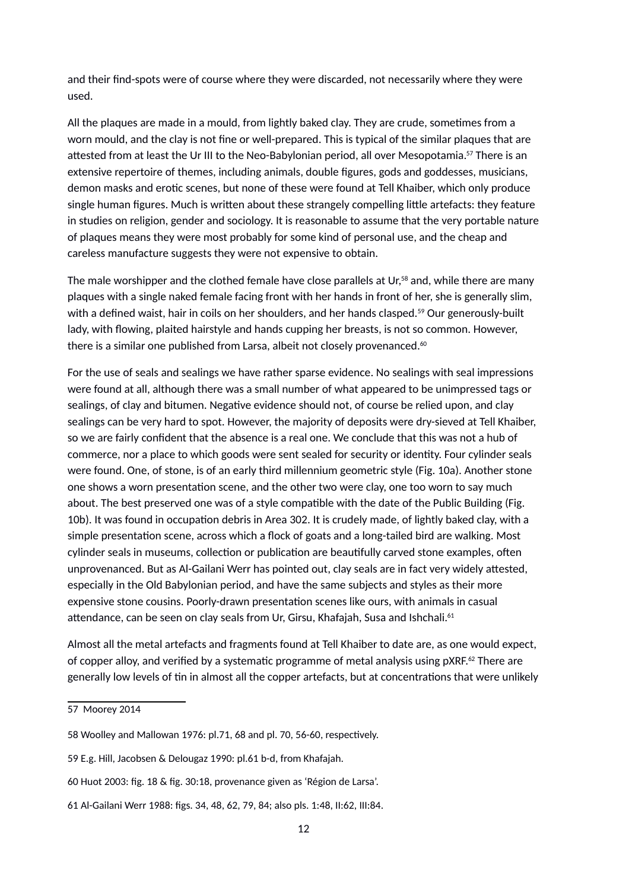and their find-spots were of course where they were discarded, not necessarily where they were used.

All the plaques are made in a mould, from lightly baked clay. They are crude, sometimes from a worn mould, and the clay is not fine or well-prepared. This is typical of the similar plaques that are attested from at least the Ur III to the Neo-Babylonian period, all over Mesopotamia.[57] There is an extensive repertoire of themes, including animals, double figures, gods and goddesses, musicians, demon masks and erotic scenes, but none of these were found at Tell Khaiber, which only produce single human figures. Much is written about these strangely compelling little artefacts: they feature in studies on religion, gender and sociology. It is reasonable to assume that the very portable nature of plaques means they were most probably for some kind of personal use, and the cheap and careless manufacture suggests they were not expensive to obtain.

The male worshipper and the clothed female have close parallels at Ur,[58] and, while there are many plaques with a single naked female facing front with her hands in front of her, she is generally slim, with a defined waist, hair in coils on her shoulders, and her hands clasped.[59] Our generously-built lady, with flowing, plaited hairstyle and hands cupping her breasts, is not so common. However, there is a similar one published from Larsa, albeit not closely provenanced.[60]

For the use of seals and sealings we have rather sparse evidence. No sealings with seal impressions were found at all, although there was a small number of what appeared to be unimpressed tags or sealings, of clay and bitumen. Negative evidence should not, of course be relied upon, and clay sealings can be very hard to spot. However, the majority of deposits were dry-sieved at Tell Khaiber, so we are fairly confident that the absence is a real one. We conclude that this was not a hub of commerce, nor a place to which goods were sent sealed for security or identity. Four cylinder seals were found. One, of stone, is of an early third millennium geometric style (Fig. 10a). Another stone one shows a worn presentation scene, and the other two were clay, one too worn to say much about. The best preserved one was of a style compatible with the date of the Public Building (Fig. 10b). It was found in occupation debris in Area 302. It is crudely made, of lightly baked clay, with a simple presentation scene, across which a flock of goats and a long-tailed bird are walking. Most cylinder seals in museums, collection or publication are beautifully carved stone examples, often unprovenanced. But as Al-Gailani Werr has pointed out, clay seals are in fact very widely attested, especially in the Old Babylonian period, and have the same subjects and styles as their more expensive stone cousins. Poorly-drawn presentation scenes like ours, with animals in casual attendance, can be seen on clay seals from Ur, Girsu, Khafajah, Susa and Ishchali.[61]

Almost all the metal artefacts and fragments found at Tell Khaiber to date are, as one would expect, of copper alloy, and verified by a systematic programme of metal analysis using pXRF.[62] There are generally low levels of tin in almost all the copper artefacts, but at concentrations that were unlikely

---

57 Moorey 2014

58 Woolley and Mallowan 1976: pl.71, 68 and pl. 70, 56-60, respectively.

59 E.g. Hill, Jacobsen & Delougaz 1990: pl.61 b-d, from Khafajah.

60 Huot 2003: fig. 18 & fig. 30:18, provenance given as 'Région de Larsa'.

61 Al-Gailani Werr 1988: figs. 34, 48, 62, 79, 84; also pls. 1:48, II:62, III:84.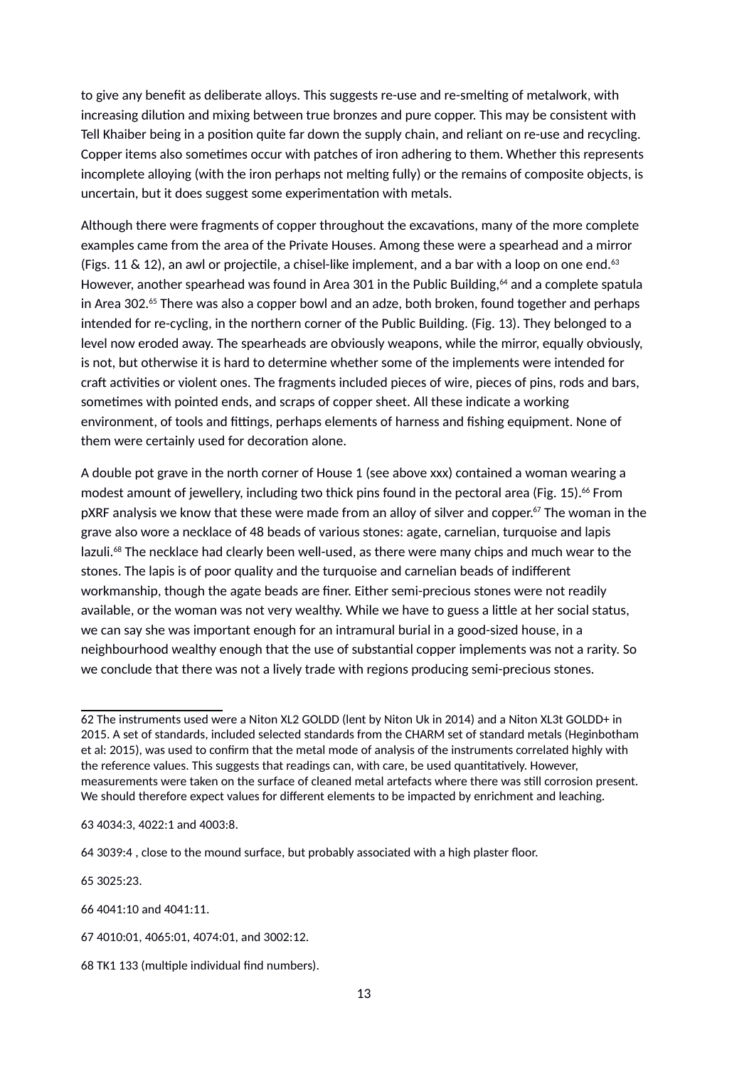to give any benefit as deliberate alloys. This suggests re-use and re-smelting of metalwork, with increasing dilution and mixing between true bronzes and pure copper. This may be consistent with Tell Khaiber being in a position quite far down the supply chain, and reliant on re-use and recycling. Copper items also sometimes occur with patches of iron adhering to them. Whether this represents incomplete alloying (with the iron perhaps not melting fully) or the remains of composite objects, is uncertain, but it does suggest some experimentation with metals.

Although there were fragments of copper throughout the excavations, many of the more complete examples came from the area of the Private Houses. Among these were a spearhead and a mirror (Figs. 11 & 12), an awl or projectile, a chisel-like implement, and a bar with a loop on one end.[63] However, another spearhead was found in Area 301 in the Public Building,[64] and a complete spatula in Area 302.[65] There was also a copper bowl and an adze, both broken, found together and perhaps intended for re-cycling, in the northern corner of the Public Building. (Fig. 13). They belonged to a level now eroded away. The spearheads are obviously weapons, while the mirror, equally obviously, is not, but otherwise it is hard to determine whether some of the implements were intended for craft activities or violent ones. The fragments included pieces of wire, pieces of pins, rods and bars, sometimes with pointed ends, and scraps of copper sheet. All these indicate a working environment, of tools and fittings, perhaps elements of harness and fishing equipment. None of them were certainly used for decoration alone.

A double pot grave in the north corner of House 1 (see above xxx) contained a woman wearing a modest amount of jewellery, including two thick pins found in the pectoral area (Fig. 15).[66] From pXRF analysis we know that these were made from an alloy of silver and copper.[67] The woman in the grave also wore a necklace of 48 beads of various stones: agate, carnelian, turquoise and lapis lazuli.[68] The necklace had clearly been well-used, as there were many chips and much wear to the stones. The lapis is of poor quality and the turquoise and carnelian beads of indifferent workmanship, though the agate beads are finer. Either semi-precious stones were not readily available, or the woman was not very wealthy. While we have to guess a little at her social status, we can say she was important enough for an intramural burial in a good-sized house, in a neighbourhood wealthy enough that the use of substantial copper implements was not a rarity. So we conclude that there was not a lively trade with regions producing semi-precious stones.

---

62 The instruments used were a Niton XL2 GOLDD (lent by Niton Uk in 2014) and a Niton XL3t GOLDD+ in 2015. A set of standards, included selected standards from the CHARM set of standard metals (Heginbotham et al: 2015), was used to confirm that the metal mode of analysis of the instruments correlated highly with the reference values. This suggests that readings can, with care, be used quantitatively. However, measurements were taken on the surface of cleaned metal artefacts where there was still corrosion present. We should therefore expect values for different elements to be impacted by enrichment and leaching.

63 4034:3, 4022:1 and 4003:8.

64 3039:4 , close to the mound surface, but probably associated with a high plaster floor.

65 3025:23.

66 4041:10 and 4041:11.

67 4010:01, 4065:01, 4074:01, and 3002:12.

68 TK1 133 (multiple individual find numbers).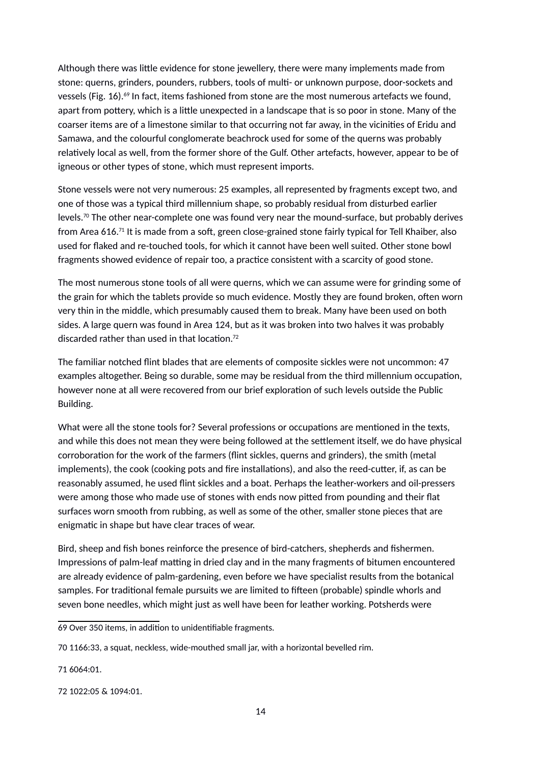Although there was little evidence for stone jewellery, there were many implements made from stone: querns, grinders, pounders, rubbers, tools of multi- or unknown purpose, door-sockets and vessels (Fig. 16).[69] In fact, items fashioned from stone are the most numerous artefacts we found, apart from pottery, which is a little unexpected in a landscape that is so poor in stone. Many of the coarser items are of a limestone similar to that occurring not far away, in the vicinities of Eridu and Samawa, and the colourful conglomerate beachrock used for some of the querns was probably relatively local as well, from the former shore of the Gulf. Other artefacts, however, appear to be of igneous or other types of stone, which must represent imports.

Stone vessels were not very numerous: 25 examples, all represented by fragments except two, and one of those was a typical third millennium shape, so probably residual from disturbed earlier levels.[70] The other near-complete one was found very near the mound-surface, but probably derives from Area 616.[71] It is made from a soft, green close-grained stone fairly typical for Tell Khaiber, also used for flaked and re-touched tools, for which it cannot have been well suited. Other stone bowl fragments showed evidence of repair too, a practice consistent with a scarcity of good stone.

The most numerous stone tools of all were querns, which we can assume were for grinding some of the grain for which the tablets provide so much evidence. Mostly they are found broken, often worn very thin in the middle, which presumably caused them to break. Many have been used on both sides. A large quern was found in Area 124, but as it was broken into two halves it was probably discarded rather than used in that location.[72]

The familiar notched flint blades that are elements of composite sickles were not uncommon: 47 examples altogether. Being so durable, some may be residual from the third millennium occupation, however none at all were recovered from our brief exploration of such levels outside the Public Building.

What were all the stone tools for? Several professions or occupations are mentioned in the texts, and while this does not mean they were being followed at the settlement itself, we do have physical corroboration for the work of the farmers (flint sickles, querns and grinders), the smith (metal implements), the cook (cooking pots and fire installations), and also the reed-cutter, if, as can be reasonably assumed, he used flint sickles and a boat. Perhaps the leather-workers and oil-pressers were among those who made use of stones with ends now pitted from pounding and their flat surfaces worn smooth from rubbing, as well as some of the other, smaller stone pieces that are enigmatic in shape but have clear traces of wear.

Bird, sheep and fish bones reinforce the presence of bird-catchers, shepherds and fishermen. Impressions of palm-leaf matting in dried clay and in the many fragments of bitumen encountered are already evidence of palm-gardening, even before we have specialist results from the botanical samples. For traditional female pursuits we are limited to fifteen (probable) spindle whorls and seven bone needles, which might just as well have been for leather working. Potsherds were

---

69 Over 350 items, in addition to unidentifiable fragments.

70 1166:33, a squat, neckless, wide-mouthed small jar, with a horizontal bevelled rim.

71 6064:01.

72 1022:05 & 1094:01.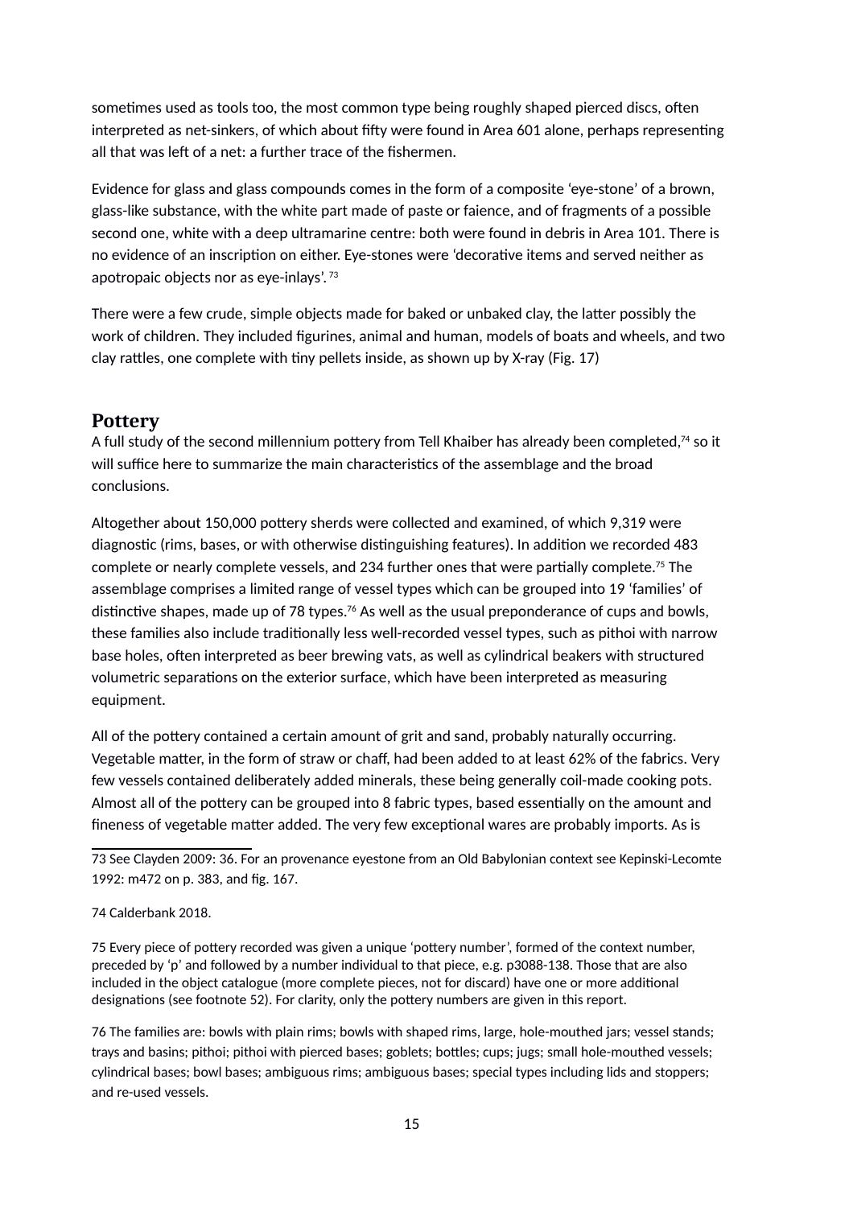sometimes used as tools too, the most common type being roughly shaped pierced discs, often interpreted as net-sinkers, of which about fifty were found in Area 601 alone, perhaps representing all that was left of a net: a further trace of the fishermen.

Evidence for glass and glass compounds comes in the form of a composite 'eye-stone' of a brown, glass-like substance, with the white part made of paste or faience, and of fragments of a possible second one, white with a deep ultramarine centre: both were found in debris in Area 101. There is no evidence of an inscription on either. Eye-stones were 'decorative items and served neither as apotropaic objects nor as eye-inlays'.[73]

There were a few crude, simple objects made for baked or unbaked clay, the latter possibly the work of children. They included figurines, animal and human, models of boats and wheels, and two clay rattles, one complete with tiny pellets inside, as shown up by X-ray (Fig. 17)

## Pottery

A full study of the second millennium pottery from Tell Khaiber has already been completed,[74] so it will suffice here to summarize the main characteristics of the assemblage and the broad conclusions.

Altogether about 150,000 pottery sherds were collected and examined, of which 9,319 were diagnostic (rims, bases, or with otherwise distinguishing features). In addition we recorded 483 complete or nearly complete vessels, and 234 further ones that were partially complete.[75] The assemblage comprises a limited range of vessel types which can be grouped into 19 'families' of distinctive shapes, made up of 78 types.[76] As well as the usual preponderance of cups and bowls, these families also include traditionally less well-recorded vessel types, such as pithoi with narrow base holes, often interpreted as beer brewing vats, as well as cylindrical beakers with structured volumetric separations on the exterior surface, which have been interpreted as measuring equipment.

All of the pottery contained a certain amount of grit and sand, probably naturally occurring. Vegetable matter, in the form of straw or chaff, had been added to at least 62% of the fabrics. Very few vessels contained deliberately added minerals, these being generally coil-made cooking pots. Almost all of the pottery can be grouped into 8 fabric types, based essentially on the amount and fineness of vegetable matter added. The very few exceptional wares are probably imports. As is

---

73 See Clayden 2009: 36. For an provenance eyestone from an Old Babylonian context see Kepinski-Lecomte 1992: m472 on p. 383, and fig. 167.

74 Calderbank 2018.

75 Every piece of pottery recorded was given a unique 'pottery number', formed of the context number, preceded by 'p' and followed by a number individual to that piece, e.g. p3088-138. Those that are also included in the object catalogue (more complete pieces, not for discard) have one or more additional designations (see footnote 52). For clarity, only the pottery numbers are given in this report.

76 The families are: bowls with plain rims; bowls with shaped rims, large, hole-mouthed jars; vessel stands; trays and basins; pithoi; pithoi with pierced bases; goblets; bottles; cups; jugs; small hole-mouthed vessels; cylindrical bases; bowl bases; ambiguous rims; ambiguous bases; special types including lids and stoppers; and re-used vessels.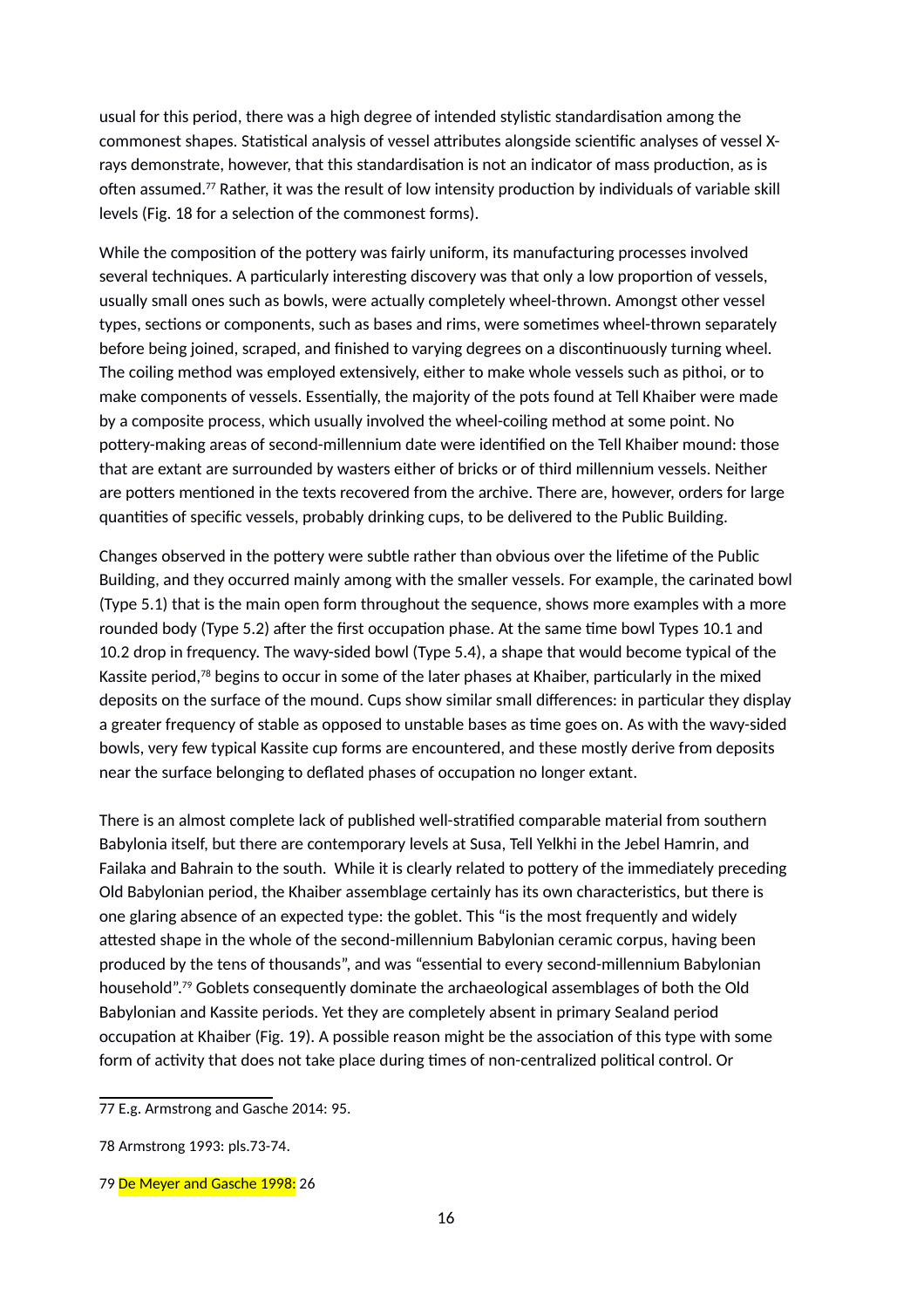usual for this period, there was a high degree of intended stylistic standardisation among the commonest shapes. Statistical analysis of vessel attributes alongside scientific analyses of vessel X-rays demonstrate, however, that this standardisation is not an indicator of mass production, as is often assumed.[77] Rather, it was the result of low intensity production by individuals of variable skill levels (Fig. 18 for a selection of the commonest forms).

While the composition of the pottery was fairly uniform, its manufacturing processes involved several techniques. A particularly interesting discovery was that only a low proportion of vessels, usually small ones such as bowls, were actually completely wheel-thrown. Amongst other vessel types, sections or components, such as bases and rims, were sometimes wheel-thrown separately before being joined, scraped, and finished to varying degrees on a discontinuously turning wheel. The coiling method was employed extensively, either to make whole vessels such as pithoi, or to make components of vessels. Essentially, the majority of the pots found at Tell Khaiber were made by a composite process, which usually involved the wheel-coiling method at some point. No pottery-making areas of second-millennium date were identified on the Tell Khaiber mound: those that are extant are surrounded by wasters either of bricks or of third millennium vessels. Neither are potters mentioned in the texts recovered from the archive. There are, however, orders for large quantities of specific vessels, probably drinking cups, to be delivered to the Public Building.

Changes observed in the pottery were subtle rather than obvious over the lifetime of the Public Building, and they occurred mainly among with the smaller vessels. For example, the carinated bowl (Type 5.1) that is the main open form throughout the sequence, shows more examples with a more rounded body (Type 5.2) after the first occupation phase. At the same time bowl Types 10.1 and 10.2 drop in frequency. The wavy-sided bowl (Type 5.4), a shape that would become typical of the Kassite period,[78] begins to occur in some of the later phases at Khaiber, particularly in the mixed deposits on the surface of the mound. Cups show similar small differences: in particular they display a greater frequency of stable as opposed to unstable bases as time goes on. As with the wavy-sided bowls, very few typical Kassite cup forms are encountered, and these mostly derive from deposits near the surface belonging to deflated phases of occupation no longer extant.

There is an almost complete lack of published well-stratified comparable material from southern Babylonia itself, but there are contemporary levels at Susa, Tell Yelkhi in the Jebel Hamrin, and Failaka and Bahrain to the south. While it is clearly related to pottery of the immediately preceding Old Babylonian period, the Khaiber assemblage certainly has its own characteristics, but there is one glaring absence of an expected type: the goblet. This "is the most frequently and widely attested shape in the whole of the second-millennium Babylonian ceramic corpus, having been produced by the tens of thousands", and was "essential to every second-millennium Babylonian household".[79] Goblets consequently dominate the archaeological assemblages of both the Old Babylonian and Kassite periods. Yet they are completely absent in primary Sealand period occupation at Khaiber (Fig. 19). A possible reason might be the association of this type with some form of activity that does not take place during times of non-centralized political control. Or

---

77 E.g. Armstrong and Gasche 2014: 95.

78 Armstrong 1993: pls.73-74.

79 De Meyer and Gasche 1998: 26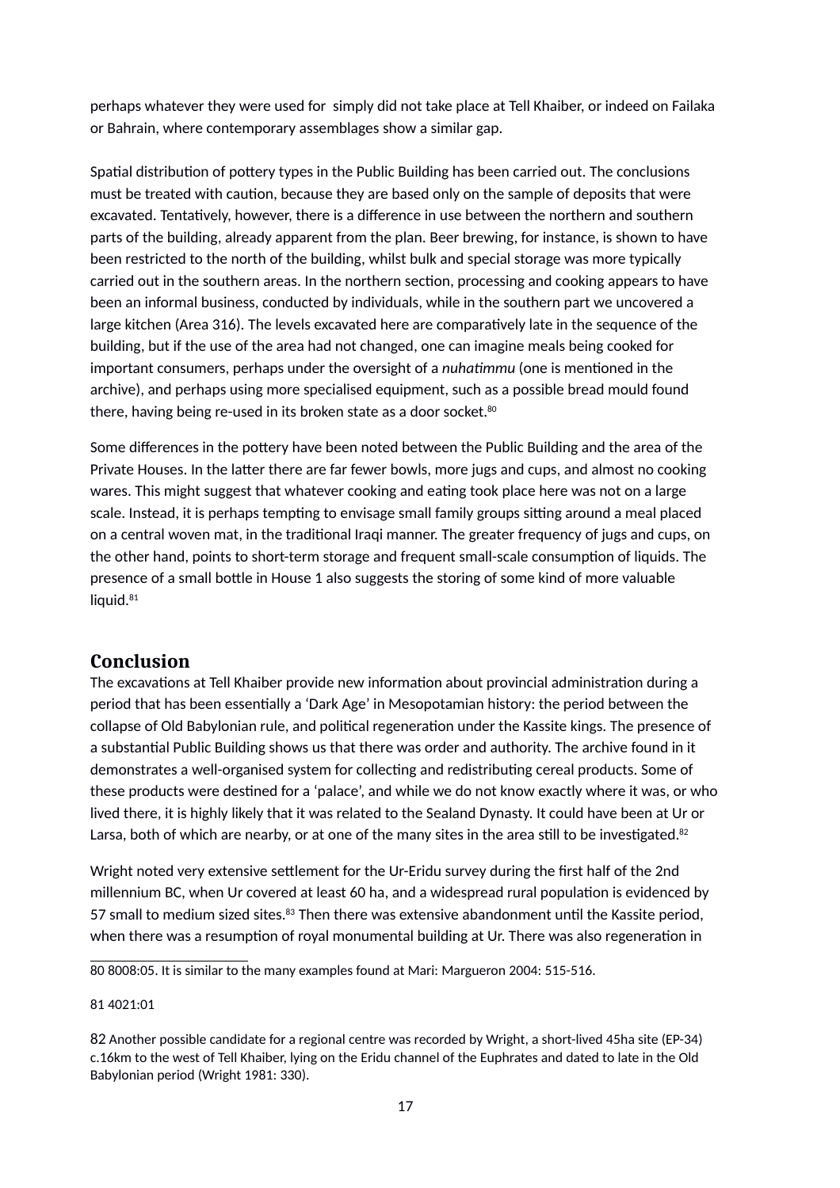perhaps whatever they were used for  simply did not take place at Tell Khaiber, or indeed on Failaka or Bahrain, where contemporary assemblages show a similar gap.

Spatial distribution of pottery types in the Public Building has been carried out. The conclusions must be treated with caution, because they are based only on the sample of deposits that were excavated. Tentatively, however, there is a difference in use between the northern and southern parts of the building, already apparent from the plan. Beer brewing, for instance, is shown to have been restricted to the north of the building, whilst bulk and special storage was more typically carried out in the southern areas. In the northern section, processing and cooking appears to have been an informal business, conducted by individuals, while in the southern part we uncovered a large kitchen (Area 316). The levels excavated here are comparatively late in the sequence of the building, but if the use of the area had not changed, one can imagine meals being cooked for important consumers, perhaps under the oversight of a *nuhatimmu* (one is mentioned in the archive), and perhaps using more specialised equipment, such as a possible bread mould found there, having being re-used in its broken state as a door socket.[80]

Some differences in the pottery have been noted between the Public Building and the area of the Private Houses. In the latter there are far fewer bowls, more jugs and cups, and almost no cooking wares. This might suggest that whatever cooking and eating took place here was not on a large scale. Instead, it is perhaps tempting to envisage small family groups sitting around a meal placed on a central woven mat, in the traditional Iraqi manner. The greater frequency of jugs and cups, on the other hand, points to short-term storage and frequent small-scale consumption of liquids. The presence of a small bottle in House 1 also suggests the storing of some kind of more valuable liquid.[81]

## Conclusion

The excavations at Tell Khaiber provide new information about provincial administration during a period that has been essentially a 'Dark Age' in Mesopotamian history: the period between the collapse of Old Babylonian rule, and political regeneration under the Kassite kings. The presence of a substantial Public Building shows us that there was order and authority. The archive found in it demonstrates a well-organised system for collecting and redistributing cereal products. Some of these products were destined for a 'palace', and while we do not know exactly where it was, or who lived there, it is highly likely that it was related to the Sealand Dynasty. It could have been at Ur or Larsa, both of which are nearby, or at one of the many sites in the area still to be investigated.[82]

Wright noted very extensive settlement for the Ur-Eridu survey during the first half of the 2nd millennium BC, when Ur covered at least 60 ha, and a widespread rural population is evidenced by 57 small to medium sized sites.[83] Then there was extensive abandonment until the Kassite period, when there was a resumption of royal monumental building at Ur. There was also regeneration in

---

80 8008:05. It is similar to the many examples found at Mari: Margueron 2004: 515-516.

81 4021:01

82 Another possible candidate for a regional centre was recorded by Wright, a short-lived 45ha site (EP-34) c.16km to the west of Tell Khaiber, lying on the Eridu channel of the Euphrates and dated to late in the Old Babylonian period (Wright 1981: 330).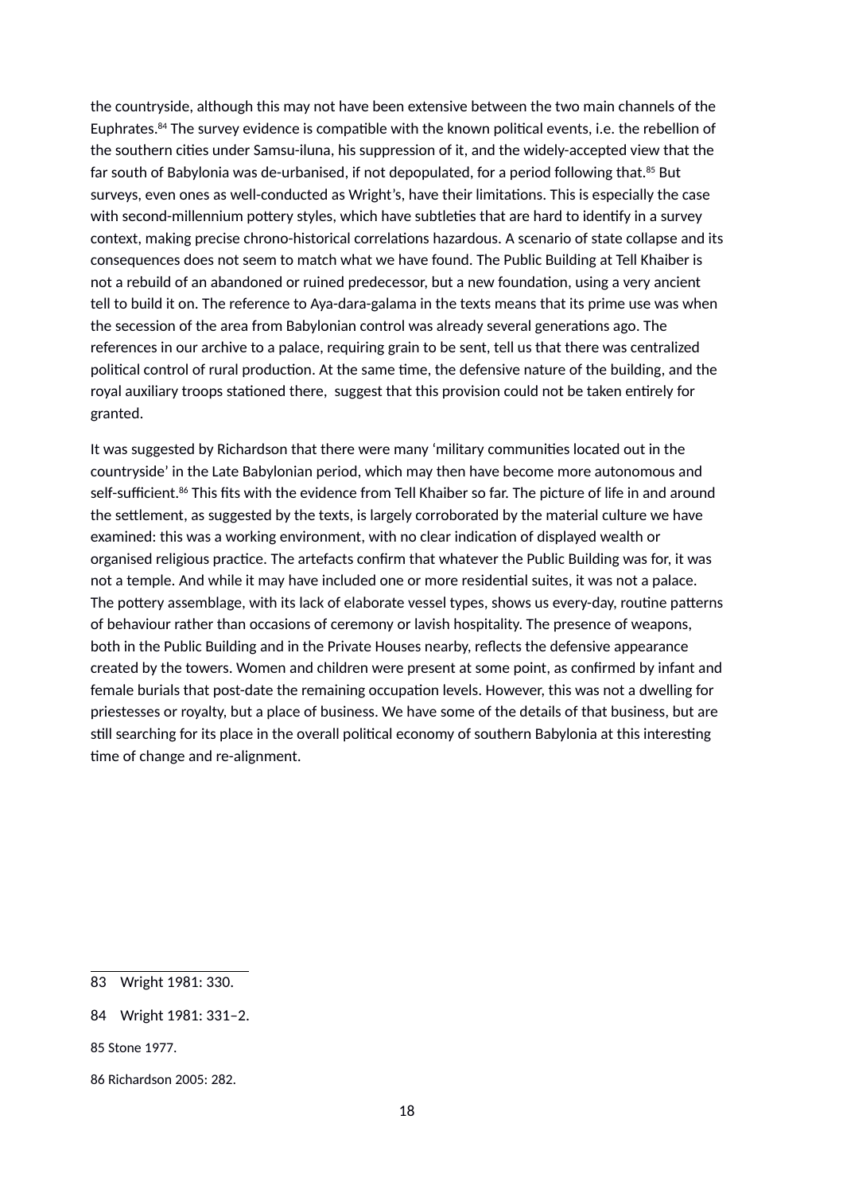the countryside, although this may not have been extensive between the two main channels of the Euphrates.[84] The survey evidence is compatible with the known political events, i.e. the rebellion of the southern cities under Samsu-iluna, his suppression of it, and the widely-accepted view that the far south of Babylonia was de-urbanised, if not depopulated, for a period following that.[85] But surveys, even ones as well-conducted as Wright's, have their limitations. This is especially the case with second-millennium pottery styles, which have subtleties that are hard to identify in a survey context, making precise chrono-historical correlations hazardous. A scenario of state collapse and its consequences does not seem to match what we have found. The Public Building at Tell Khaiber is not a rebuild of an abandoned or ruined predecessor, but a new foundation, using a very ancient tell to build it on. The reference to Aya-dara-galama in the texts means that its prime use was when the secession of the area from Babylonian control was already several generations ago. The references in our archive to a palace, requiring grain to be sent, tell us that there was centralized political control of rural production. At the same time, the defensive nature of the building, and the royal auxiliary troops stationed there, suggest that this provision could not be taken entirely for granted.

It was suggested by Richardson that there were many 'military communities located out in the countryside' in the Late Babylonian period, which may then have become more autonomous and self-sufficient.[86] This fits with the evidence from Tell Khaiber so far. The picture of life in and around the settlement, as suggested by the texts, is largely corroborated by the material culture we have examined: this was a working environment, with no clear indication of displayed wealth or organised religious practice. The artefacts confirm that whatever the Public Building was for, it was not a temple. And while it may have included one or more residential suites, it was not a palace. The pottery assemblage, with its lack of elaborate vessel types, shows us every-day, routine patterns of behaviour rather than occasions of ceremony or lavish hospitality. The presence of weapons, both in the Public Building and in the Private Houses nearby, reflects the defensive appearance created by the towers. Women and children were present at some point, as confirmed by infant and female burials that post-date the remaining occupation levels. However, this was not a dwelling for priestesses or royalty, but a place of business. We have some of the details of that business, but are still searching for its place in the overall political economy of southern Babylonia at this interesting time of change and re-alignment.

83 Wright 1981: 330.

84 Wright 1981: 331–2.

85 Stone 1977.

86 Richardson 2005: 282.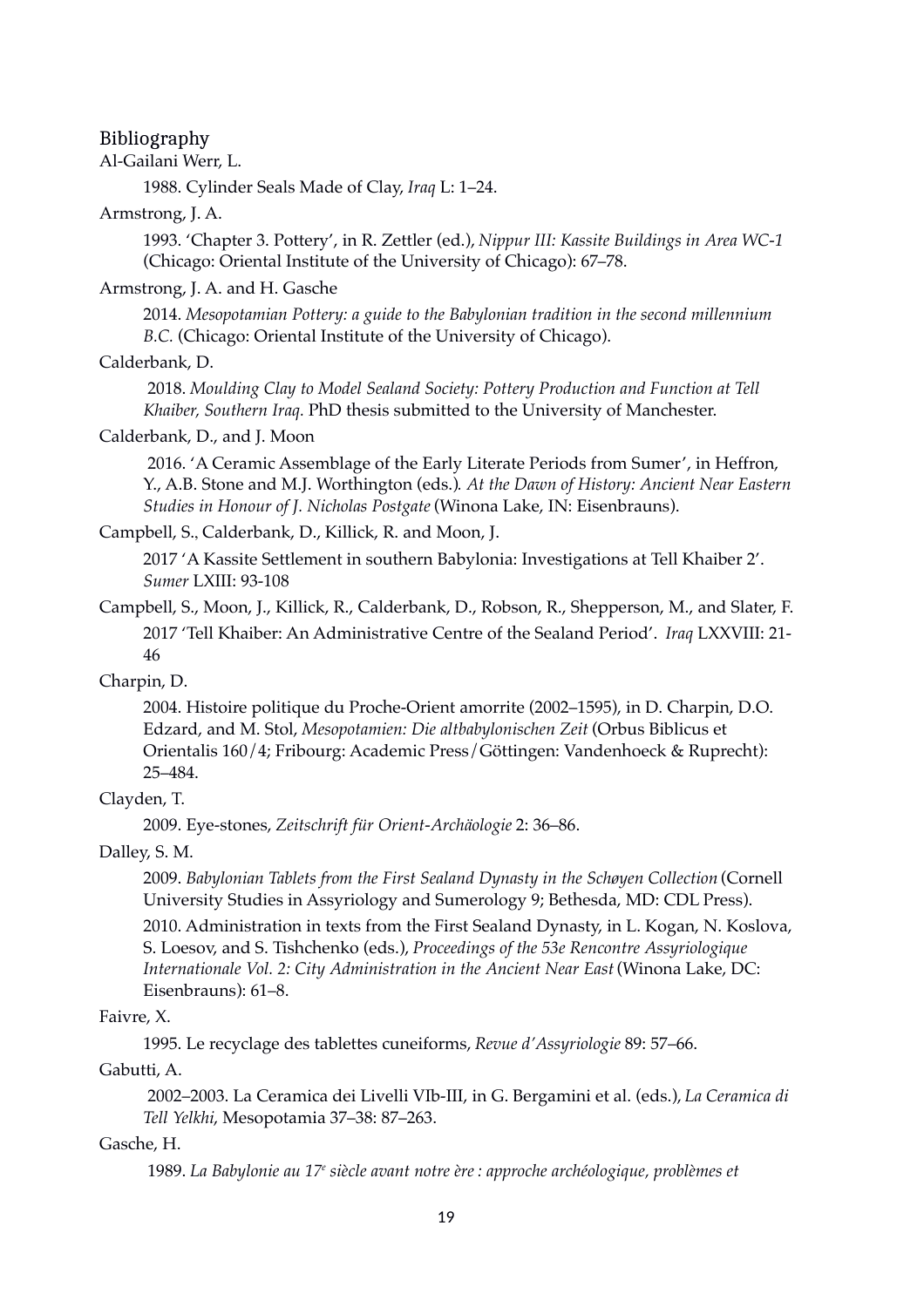## Bibliography

Al-Gailani Werr, L.

1988. Cylinder Seals Made of Clay, *Iraq* L: 1–24.

Armstrong, J. A.

1993. 'Chapter 3. Pottery', in R. Zettler (ed.), *Nippur III: Kassite Buildings in Area WC-1* (Chicago: Oriental Institute of the University of Chicago): 67–78.

Armstrong, J. A. and H. Gasche

2014. *Mesopotamian Pottery: a guide to the Babylonian tradition in the second millennium B.C.* (Chicago: Oriental Institute of the University of Chicago).

Calderbank, D.

2018. *Moulding Clay to Model Sealand Society: Pottery Production and Function at Tell Khaiber, Southern Iraq*. PhD thesis submitted to the University of Manchester.

Calderbank, D., and J. Moon

2016. 'A Ceramic Assemblage of the Early Literate Periods from Sumer', in Heffron, Y., A.B. Stone and M.J. Worthington (eds.). *At the Dawn of History: Ancient Near Eastern Studies in Honour of J. Nicholas Postgate* (Winona Lake, IN: Eisenbrauns).

Campbell, S., Calderbank, D., Killick, R. and Moon, J.

2017 'A Kassite Settlement in southern Babylonia: Investigations at Tell Khaiber 2'. *Sumer* LXIII: 93-108

Campbell, S., Moon, J., Killick, R., Calderbank, D., Robson, R., Shepperson, M., and Slater, F.

2017 'Tell Khaiber: An Administrative Centre of the Sealand Period'. *Iraq* LXXVIII: 21-46

Charpin, D.

2004. Histoire politique du Proche-Orient amorrite (2002–1595), in D. Charpin, D.O. Edzard, and M. Stol, *Mesopotamien: Die altbabylonischen Zeit* (Orbus Biblicus et Orientalis 160/4; Fribourg: Academic Press/Göttingen: Vandenhoeck & Ruprecht): 25–484.

Clayden, T.

2009. Eye-stones, *Zeitschrift für Orient-Archäologie* 2: 36–86.

Dalley, S. M.

2009. *Babylonian Tablets from the First Sealand Dynasty in the Schøyen Collection* (Cornell University Studies in Assyriology and Sumerology 9; Bethesda, MD: CDL Press).

2010. Administration in texts from the First Sealand Dynasty, in L. Kogan, N. Koslova, S. Loesov, and S. Tishchenko (eds.), *Proceedings of the 53e Rencontre Assyriologique Internationale Vol. 2: City Administration in the Ancient Near East* (Winona Lake, DC: Eisenbrauns): 61–8.

Faivre, X.

1995. Le recyclage des tablettes cuneiforms, *Revue d'Assyriologie* 89: 57–66.

Gabutti, A.

2002–2003. La Ceramica dei Livelli VIb-III, in G. Bergamini et al. (eds.), *La Ceramica di Tell Yelkhi*, Mesopotamia 37–38: 87–263.

Gasche, H.

1989. *La Babylonie au 17e siècle avant notre ère : approche archéologique, problèmes et*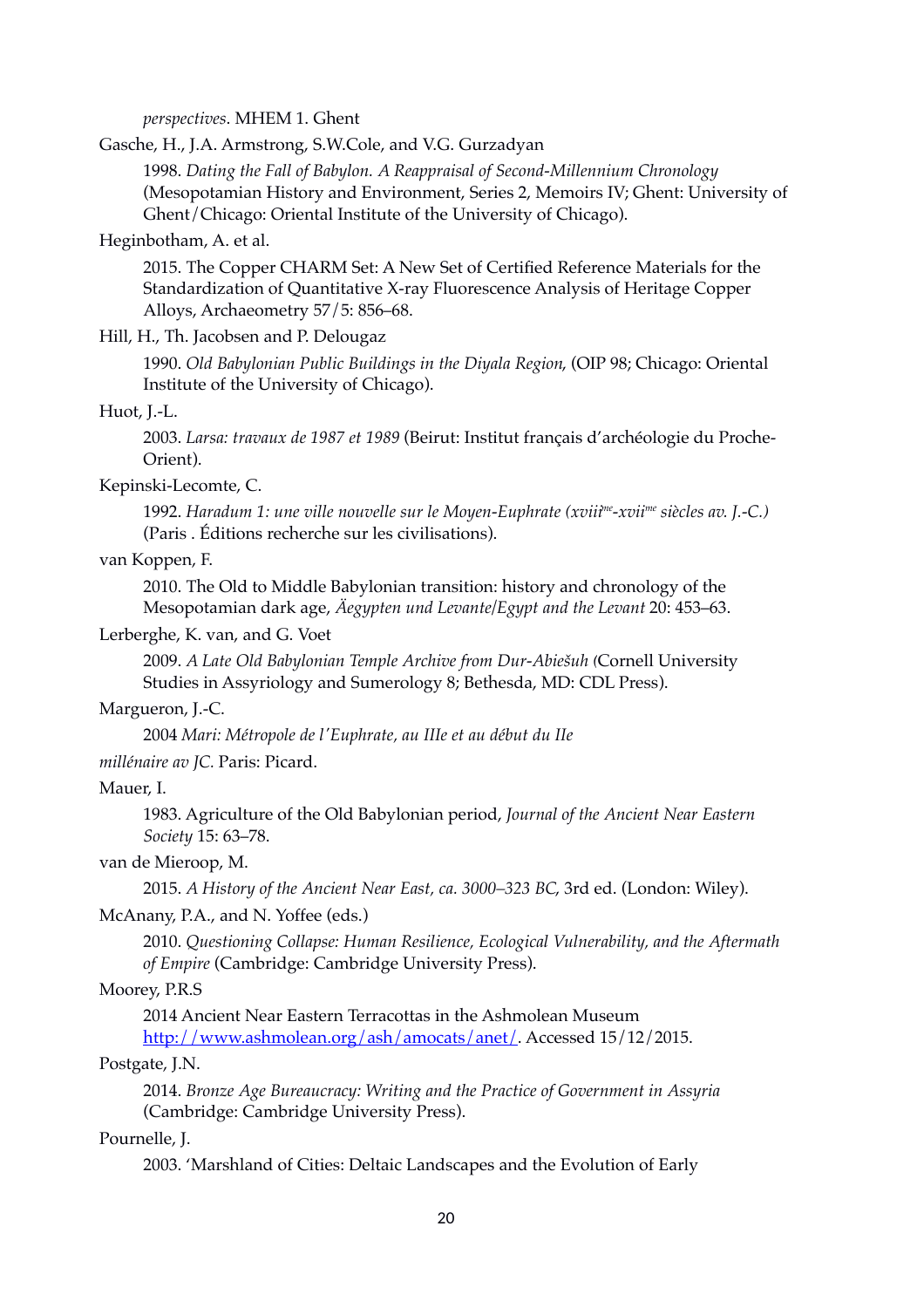*perspectives*. MHEM 1. Ghent

Gasche, H., J.A. Armstrong, S.W.Cole, and V.G. Gurzadyan

1998. *Dating the Fall of Babylon. A Reappraisal of Second-Millennium Chronology* (Mesopotamian History and Environment, Series 2, Memoirs IV; Ghent: University of Ghent/Chicago: Oriental Institute of the University of Chicago).

Heginbotham, A. et al.

2015. The Copper CHARM Set: A New Set of Certified Reference Materials for the Standardization of Quantitative X-ray Fluorescence Analysis of Heritage Copper Alloys, Archaeometry 57/5: 856–68.

Hill, H., Th. Jacobsen and P. Delougaz

1990. *Old Babylonian Public Buildings in the Diyala Region*, (OIP 98; Chicago: Oriental Institute of the University of Chicago).

Huot, J.-L.

2003. *Larsa: travaux de 1987 et 1989* (Beirut: Institut français d'archéologie du Proche-Orient).

Kepinski-Lecomte, C.

1992. *Haradum 1: une ville nouvelle sur le Moyen-Euphrate (xviiième-xviime siècles av. J.-C.)* (Paris . Éditions recherche sur les civilisations).

van Koppen, F.

2010. The Old to Middle Babylonian transition: history and chronology of the Mesopotamian dark age, *Äegypten und Levante/Egypt and the Levant* 20: 453–63.

Lerberghe, K. van, and G. Voet

2009. *A Late Old Babylonian Temple Archive from Dur-Abiešuh* (Cornell University Studies in Assyriology and Sumerology 8; Bethesda, MD: CDL Press).

Margueron, J.-C.

2004 *Mari: Métropole de l'Euphrate, au IIIe et au début du IIe millénaire av JC.* Paris: Picard.

Mauer, I.

1983. Agriculture of the Old Babylonian period, *Journal of the Ancient Near Eastern Society* 15: 63–78.

van de Mieroop, M.

2015. *A History of the Ancient Near East, ca. 3000–323 BC*, 3rd ed. (London: Wiley).

McAnany, P.A., and N. Yoffee (eds.)

2010. *Questioning Collapse: Human Resilience, Ecological Vulnerability, and the Aftermath of Empire* (Cambridge: Cambridge University Press).

Moorey, P.R.S

2014 Ancient Near Eastern Terracottas in the Ashmolean Museum http://www.ashmolean.org/ash/amocats/anet/. Accessed 15/12/2015.

Postgate, J.N.

2014. *Bronze Age Bureaucracy: Writing and the Practice of Government in Assyria* (Cambridge: Cambridge University Press).

Pournelle, J.

2003. 'Marshland of Cities: Deltaic Landscapes and the Evolution of Early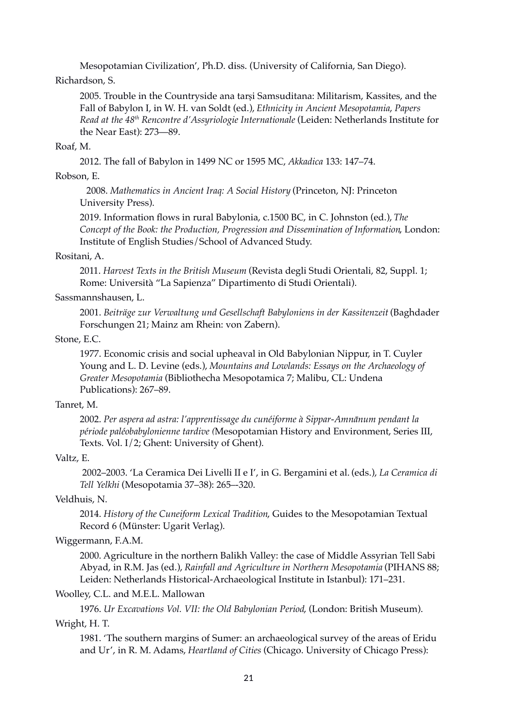Mesopotamian Civilization', Ph.D. diss. (University of California, San Diego).

Richardson, S.

2005. Trouble in the Countryside ana tarși Samsuditana: Militarism, Kassites, and the Fall of Babylon I, in W. H. van Soldt (ed.), *Ethnicity in Ancient Mesopotamia*, *Papers Read at the 48th Rencontre d'Assyriologie Internationale* (Leiden: Netherlands Institute for the Near East): 273––89.

Roaf, M.

2012. The fall of Babylon in 1499 NC or 1595 MC, *Akkadica* 133: 147–74.

Robson, E.

2008. *Mathematics in Ancient Iraq: A Social History* (Princeton, NJ: Princeton University Press).

2019. Information flows in rural Babylonia, c.1500 BC, in C. Johnston (ed.), *The Concept of the Book: the Production, Progression and Dissemination of Information*, London: Institute of English Studies/School of Advanced Study.

Rositani, A.

2011. *Harvest Texts in the British Museum* (Revista degli Studi Orientali, 82, Suppl. 1; Rome: Università "La Sapienza" Dipartimento di Studi Orientali).

Sassmannshausen, L.

2001. *Beiträge zur Verwaltung und Gesellschaft Babyloniens in der Kassitenzeit* (Baghdader Forschungen 21; Mainz am Rhein: von Zabern).

Stone, E.C.

1977. Economic crisis and social upheaval in Old Babylonian Nippur, in T. Cuyler Young and L. D. Levine (eds.), *Mountains and Lowlands: Essays on the Archaeology of Greater Mesopotamia* (Bibliothecha Mesopotamica 7; Malibu, CL: Undena Publications): 267–89.

Tanret, M.

2002. *Per aspera ad astra: l'apprentissage du cunéiforme à Sippar-Amnānum pendant la période paléobabylonienne tardive (*Mesopotamian History and Environment, Series III, Texts. Vol. I/2; Ghent: University of Ghent).

Valtz, E.

2002–2003. 'La Ceramica Dei Livelli II e I', in G. Bergamini et al. (eds.), *La Ceramica di Tell Yelkhi* (Mesopotamia 37–38): 265–-320.

Veldhuis, N.

2014. *History of the Cuneiform Lexical Tradition*, Guides to the Mesopotamian Textual Record 6 (Münster: Ugarit Verlag).

Wiggermann, F.A.M.

2000. Agriculture in the northern Balikh Valley: the case of Middle Assyrian Tell Sabi Abyad, in R.M. Jas (ed.), *Rainfall and Agriculture in Northern Mesopotamia* (PIHANS 88; Leiden: Netherlands Historical-Archaeological Institute in Istanbul): 171–231.

Woolley, C.L. and M.E.L. Mallowan

1976. *Ur Excavations Vol. VII: the Old Babylonian Period*, (London: British Museum).

Wright, H. T.

1981. 'The southern margins of Sumer: an archaeological survey of the areas of Eridu and Ur', in R. M. Adams, *Heartland of Cities* (Chicago. University of Chicago Press):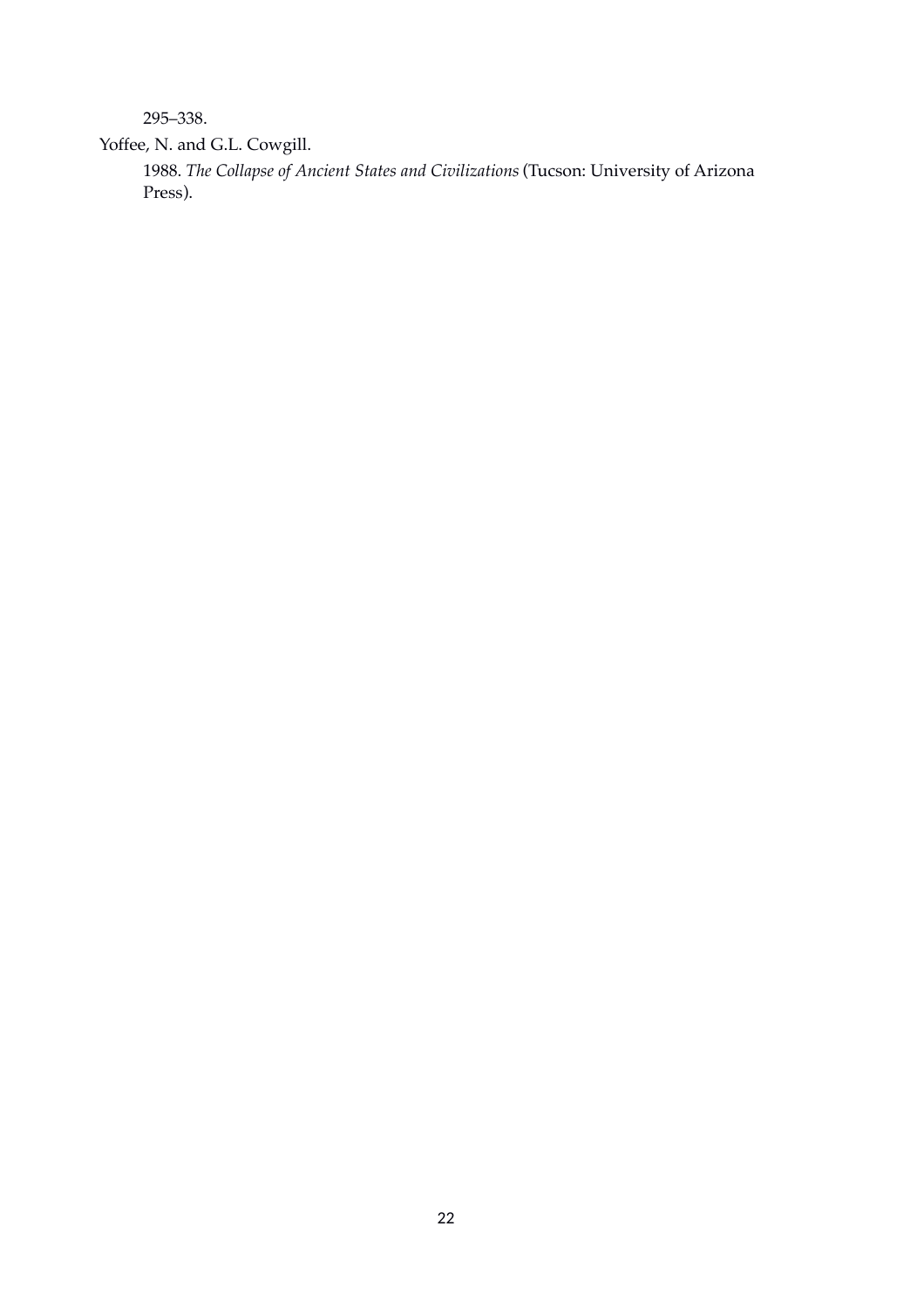295–338.

Yoffee, N. and G.L. Cowgill.

1988. *The Collapse of Ancient States and Civilizations* (Tucson: University of Arizona Press).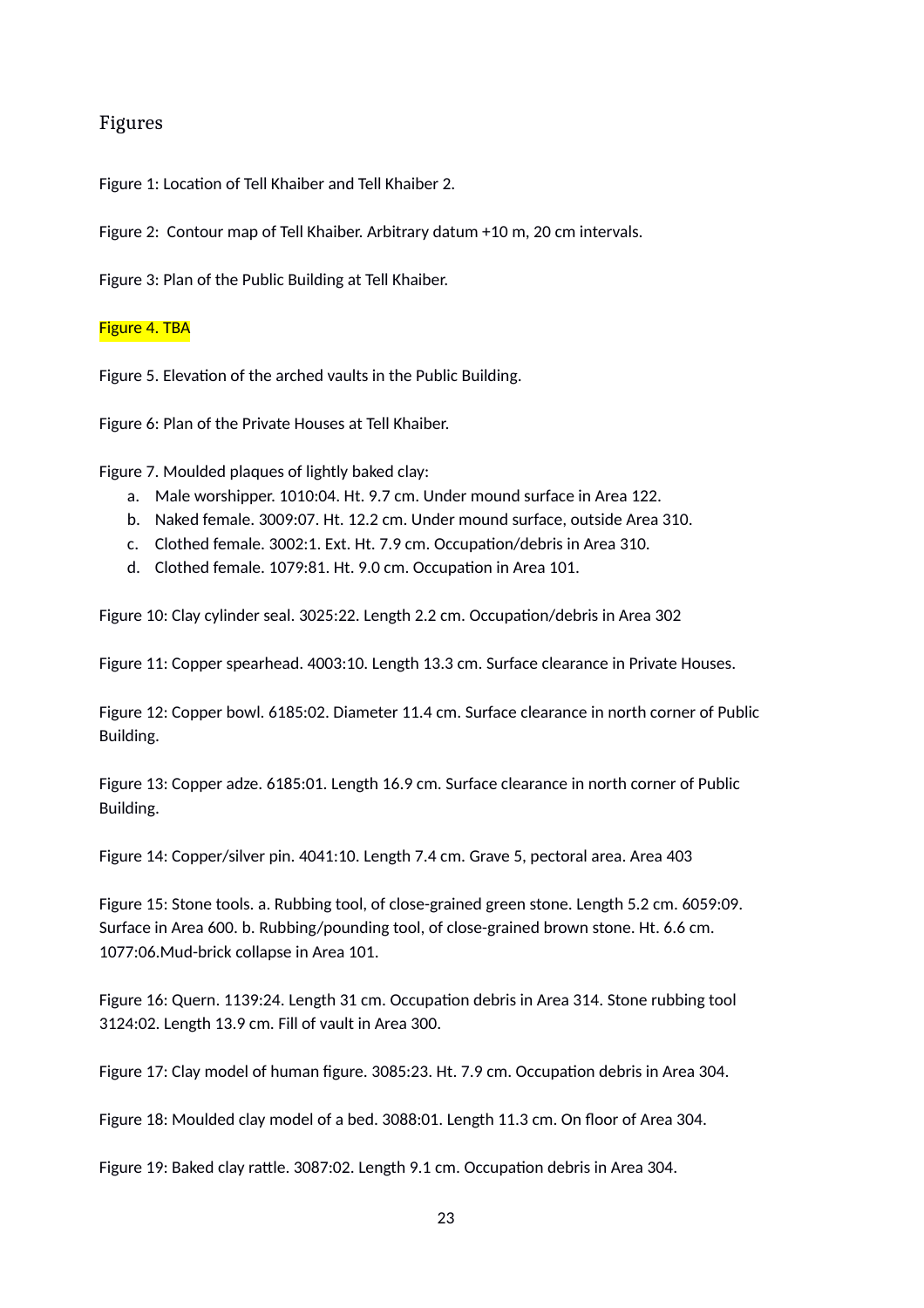## Figures

Figure 1: Location of Tell Khaiber and Tell Khaiber 2.

Figure 2: Contour map of Tell Khaiber. Arbitrary datum +10 m, 20 cm intervals.

Figure 3: Plan of the Public Building at Tell Khaiber.

Figure 4. TBA

Figure 5. Elevation of the arched vaults in the Public Building.

Figure 6: Plan of the Private Houses at Tell Khaiber.

Figure 7. Moulded plaques of lightly baked clay:

a. Male worshipper. 1010:04. Ht. 9.7 cm. Under mound surface in Area 122.
b. Naked female. 3009:07. Ht. 12.2 cm. Under mound surface, outside Area 310.
c. Clothed female. 3002:1. Ext. Ht. 7.9 cm. Occupation/debris in Area 310.
d. Clothed female. 1079:81. Ht. 9.0 cm. Occupation in Area 101.

Figure 10: Clay cylinder seal. 3025:22. Length 2.2 cm. Occupation/debris in Area 302

Figure 11: Copper spearhead. 4003:10. Length 13.3 cm. Surface clearance in Private Houses.

Figure 12: Copper bowl. 6185:02. Diameter 11.4 cm. Surface clearance in north corner of Public Building.

Figure 13: Copper adze. 6185:01. Length 16.9 cm. Surface clearance in north corner of Public Building.

Figure 14: Copper/silver pin. 4041:10. Length 7.4 cm. Grave 5, pectoral area. Area 403

Figure 15: Stone tools. a. Rubbing tool, of close-grained green stone. Length 5.2 cm. 6059:09. Surface in Area 600. b. Rubbing/pounding tool, of close-grained brown stone. Ht. 6.6 cm. 1077:06.Mud-brick collapse in Area 101.

Figure 16: Quern. 1139:24. Length 31 cm. Occupation debris in Area 314. Stone rubbing tool 3124:02. Length 13.9 cm. Fill of vault in Area 300.

Figure 17: Clay model of human figure. 3085:23. Ht. 7.9 cm. Occupation debris in Area 304.

Figure 18: Moulded clay model of a bed. 3088:01. Length 11.3 cm. On floor of Area 304.

Figure 19: Baked clay rattle. 3087:02. Length 9.1 cm. Occupation debris in Area 304.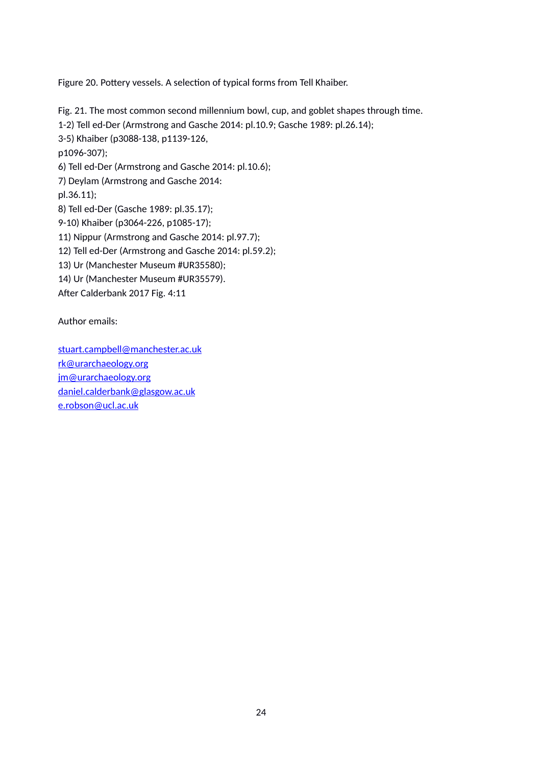Figure 20. Pottery vessels. A selection of typical forms from Tell Khaiber.

Fig. 21. The most common second millennium bowl, cup, and goblet shapes through time.
1-2) Tell ed-Der (Armstrong and Gasche 2014: pl.10.9; Gasche 1989: pl.26.14);
3-5) Khaiber (p3088-138, p1139-126,
p1096-307);
6) Tell ed-Der (Armstrong and Gasche 2014: pl.10.6);
7) Deylam (Armstrong and Gasche 2014:
pl.36.11);
8) Tell ed-Der (Gasche 1989: pl.35.17);
9-10) Khaiber (p3064-226, p1085-17);
11) Nippur (Armstrong and Gasche 2014: pl.97.7);
12) Tell ed-Der (Armstrong and Gasche 2014: pl.59.2);
13) Ur (Manchester Museum #UR35580);
14) Ur (Manchester Museum #UR35579).
After Calderbank 2017 Fig. 4:11

Author emails:

stuart.campbell@manchester.ac.uk
rk@urarchaeology.org
jm@urarchaeology.org
daniel.calderbank@glasgow.ac.uk
e.robson@ucl.ac.uk